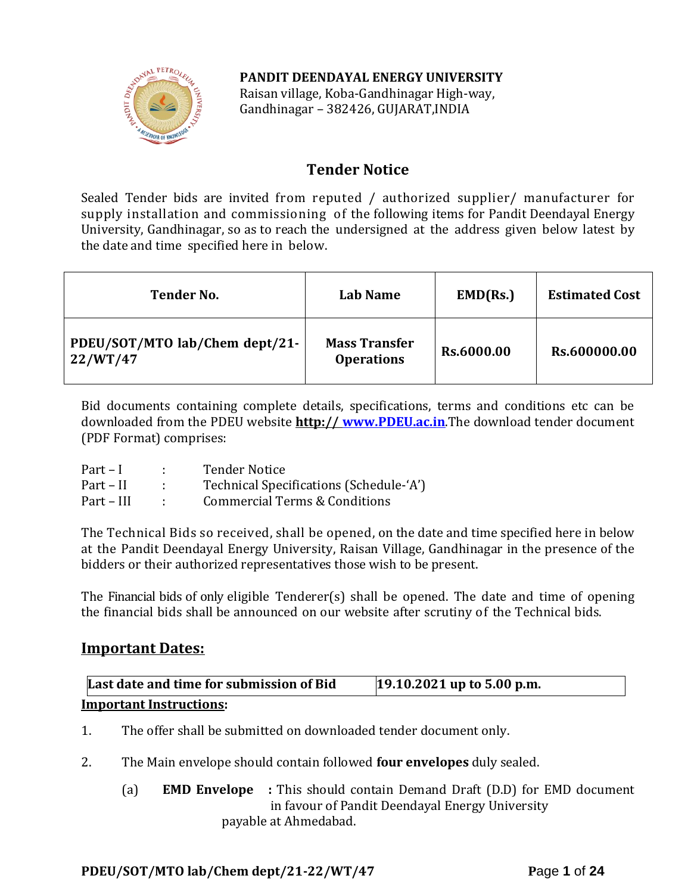**PANDIT DEENDAYAL ENERGY UNIVERSITY**
Raisan village, Koba-Gandhinagar High-way,
Gandhinagar – 382426, GUJARAT,INDIA

## Tender Notice

Sealed Tender bids are invited from reputed / authorized supplier/ manufacturer for supply installation and commissioning of the following items for Pandit Deendayal Energy University, Gandhinagar, so as to reach the undersigned at the address given below latest by the date and time specified here in below.

| Tender No. | Lab Name | EMD(Rs.) | Estimated Cost |
|---|---|---|---|
| **PDEU/SOT/MTO lab/Chem dept/21-22/WT/47** | **Mass Transfer Operations** | **Rs.6000.00** | **Rs.600000.00** |

Bid documents containing complete details, specifications, terms and conditions etc can be downloaded from the PDEU website **http:// www.PDEU.ac.in**.The download tender document (PDF Format) comprises:

Part – I : Tender Notice
Part – II : Technical Specifications (Schedule-'A')
Part – III : Commercial Terms & Conditions

The Technical Bids so received, shall be opened, on the date and time specified here in below at the Pandit Deendayal Energy University, Raisan Village, Gandhinagar in the presence of the bidders or their authorized representatives those wish to be present.

The Financial bids of only eligible Tenderer(s) shall be opened. The date and time of opening the financial bids shall be announced on our website after scrutiny of the Technical bids.

## Important Dates:

| Last date and time for submission of Bid | 19.10.2021 up to 5.00 p.m. |
|---|---|

**Important Instructions:**

1. The offer shall be submitted on downloaded tender document only.

2. The Main envelope should contain followed **four envelopes** duly sealed.

   (a) **EMD Envelope** : This should contain Demand Draft (D.D) for EMD document in favour of Pandit Deendayal Energy University payable at Ahmedabad.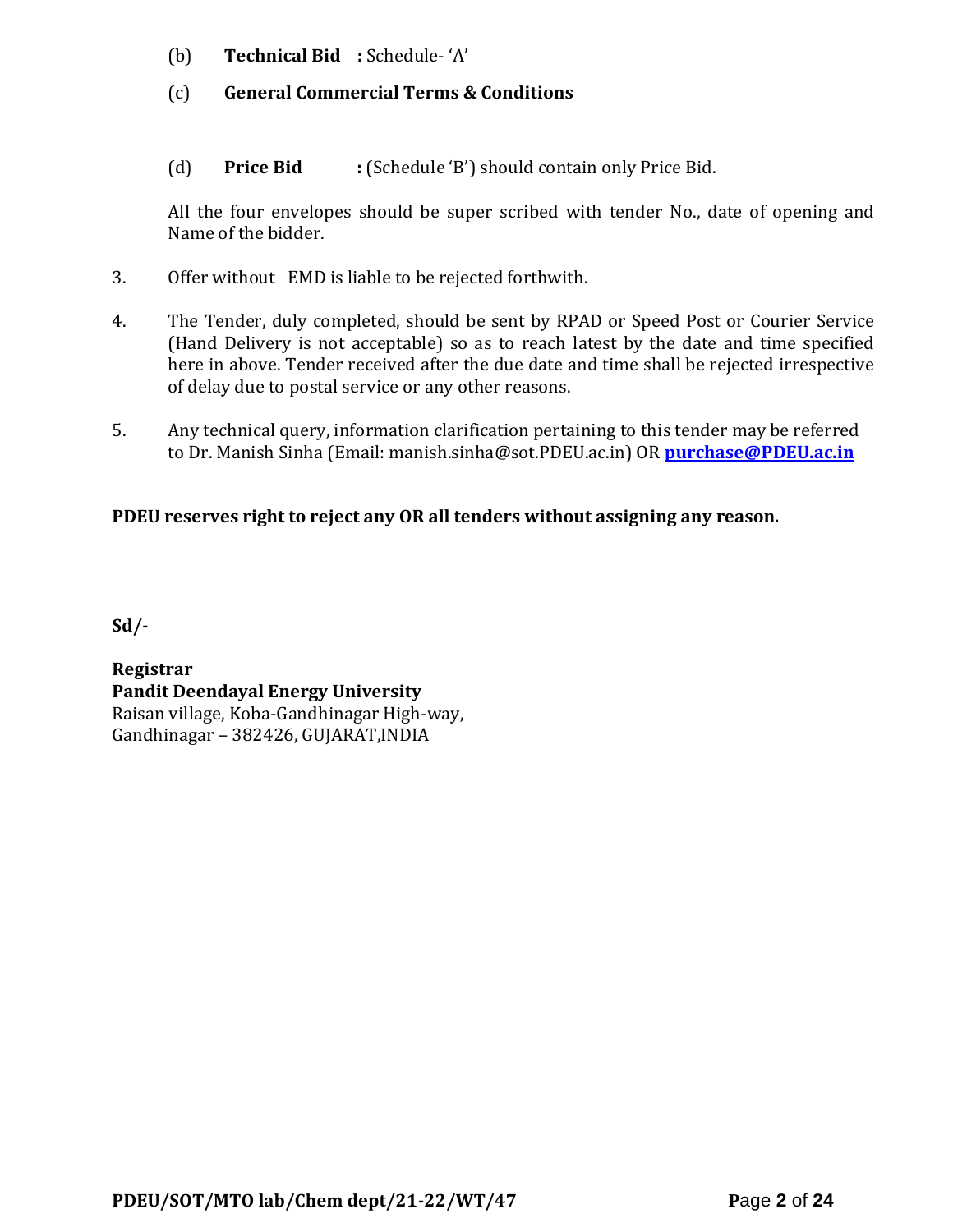(b) **Technical Bid :** Schedule- 'A'

(c) **General Commercial Terms & Conditions**

(d) **Price Bid :** (Schedule 'B') should contain only Price Bid.

All the four envelopes should be super scribed with tender No., date of opening and Name of the bidder.

3. Offer without EMD is liable to be rejected forthwith.

4. The Tender, duly completed, should be sent by RPAD or Speed Post or Courier Service (Hand Delivery is not acceptable) so as to reach latest by the date and time specified here in above. Tender received after the due date and time shall be rejected irrespective of delay due to postal service or any other reasons.

5. Any technical query, information clarification pertaining to this tender may be referred to Dr. Manish Sinha (Email: manish.sinha@sot.PDEU.ac.in) OR **purchase@PDEU.ac.in**

**PDEU reserves right to reject any OR all tenders without assigning any reason.**

**Sd/-**

**Registrar**
**Pandit Deendayal Energy University**
Raisan village, Koba-Gandhinagar High-way,
Gandhinagar – 382426, GUJARAT,INDIA

**PDEU/SOT/MTO lab/Chem dept/21-22/WT/47**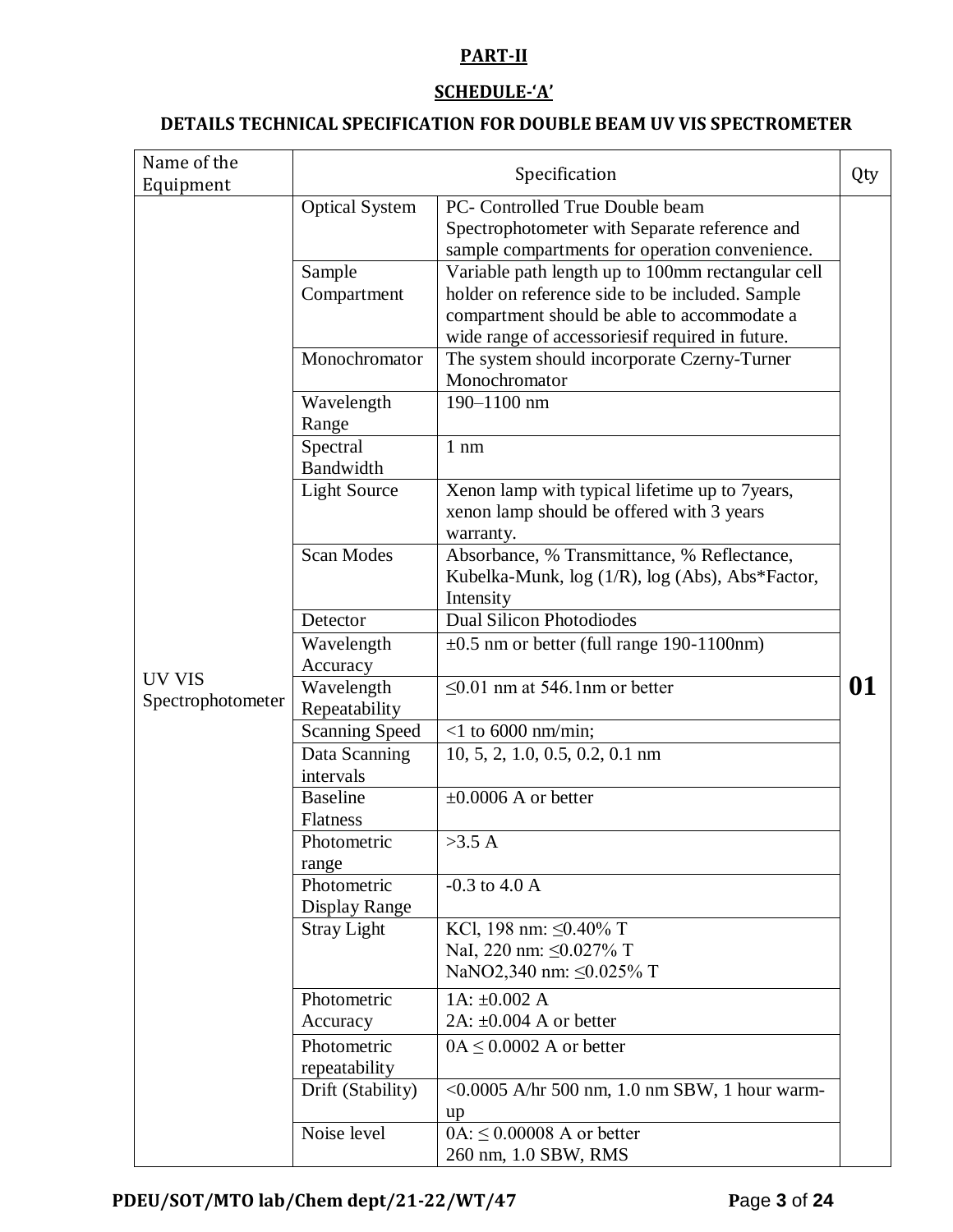## PART-II

## SCHEDULE-'A'

### DETAILS TECHNICAL SPECIFICATION FOR DOUBLE BEAM UV VIS SPECTROMETER

| Name of the Equipment | Specification | | Qty |
|---|---|---|---|
| UV VIS Spectrophotometer | Optical System | PC- Controlled True Double beam Spectrophotometer with Separate reference and sample compartments for operation convenience. | **01** |
| | Sample Compartment | Variable path length up to 100mm rectangular cell holder on reference side to be included. Sample compartment should be able to accommodate a wide range of accessoriesif required in future. | |
| | Monochromator | The system should incorporate Czerny-Turner Monochromator | |
| | Wavelength Range | 190–1100 nm | |
| | Spectral Bandwidth | 1 nm | |
| | Light Source | Xenon lamp with typical lifetime up to 7years, xenon lamp should be offered with 3 years warranty. | |
| | Scan Modes | Absorbance, % Transmittance, % Reflectance, Kubelka-Munk, log (1/R), log (Abs), Abs*Factor, Intensity | |
| | Detector | Dual Silicon Photodiodes | |
| | Wavelength Accuracy | ±0.5 nm or better (full range 190-1100nm) | |
| | Wavelength Repeatability | ≤0.01 nm at 546.1nm or better | |
| | Scanning Speed | <1 to 6000 nm/min; | |
| | Data Scanning intervals | 10, 5, 2, 1.0, 0.5, 0.2, 0.1 nm | |
| | Baseline Flatness | ±0.0006 A or better | |
| | Photometric range | >3.5 A | |
| | Photometric Display Range | -0.3 to 4.0 A | |
| | Stray Light | KCl, 198 nm: ≤0.40% T<br>NaI, 220 nm: ≤0.027% T<br>$NaNO_2$,340 nm: ≤0.025% T | |
| | Photometric Accuracy | 1A: ±0.002 A<br>2A: ±0.004 A or better | |
| | Photometric repeatability | 0A ≤ 0.0002 A or better | |
| | Drift (Stability) | <0.0005 A/hr 500 nm, 1.0 nm SBW, 1 hour warm-up | |
| | Noise level | 0A: ≤ 0.00008 A or better<br>260 nm, 1.0 SBW, RMS | |

PDEU/SOT/MTO lab/Chem dept/21-22/WT/47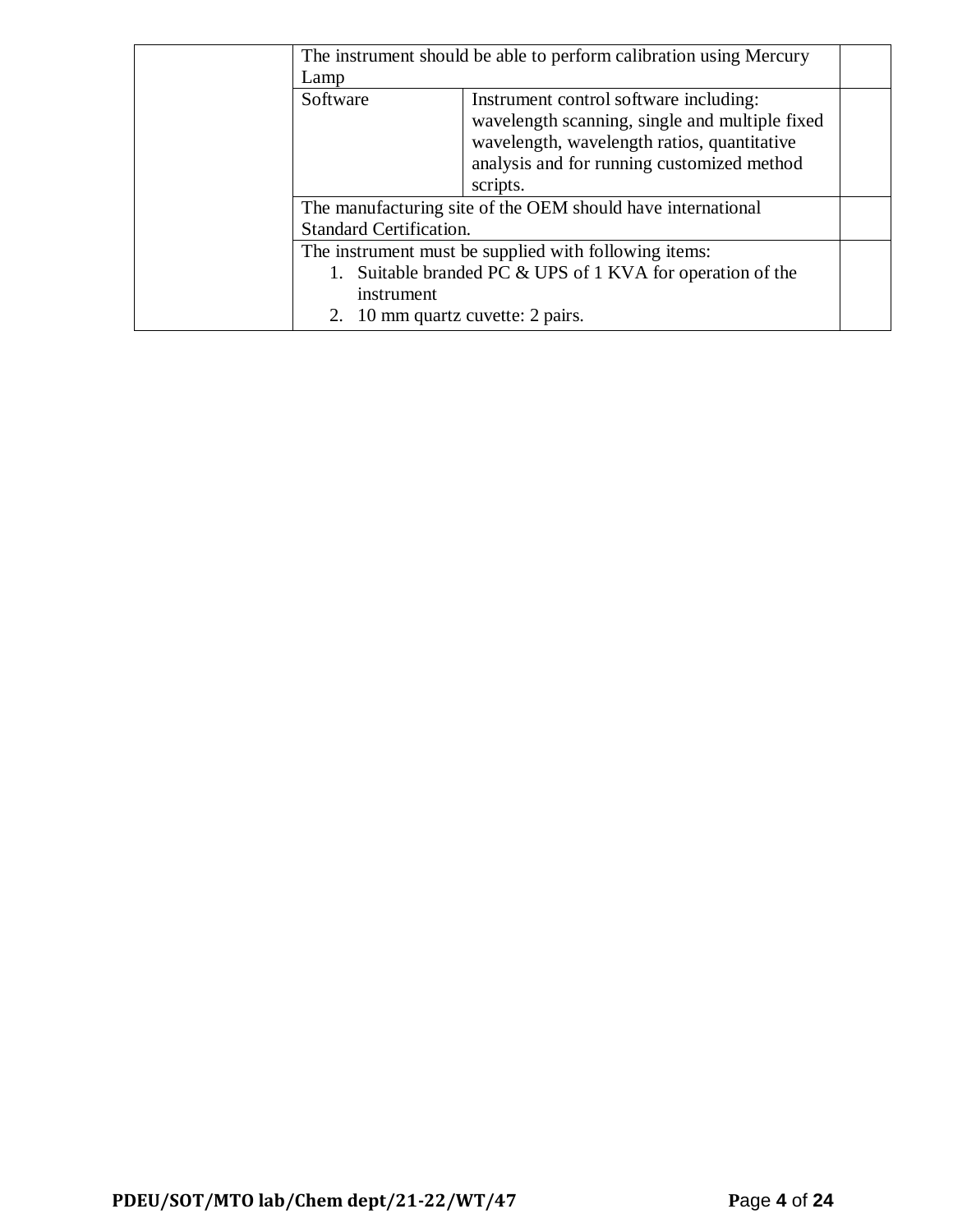| | | | |
|---|---|---|---|
| | The instrument should be able to perform calibration using Mercury Lamp | | |
| | Software | Instrument control software including: wavelength scanning, single and multiple fixed wavelength, wavelength ratios, quantitative analysis and for running customized method scripts. | |
| | The manufacturing site of the OEM should have international Standard Certification. | | |
| | The instrument must be supplied with following items:<br>1. Suitable branded PC & UPS of 1 KVA for operation of the instrument<br>2. 10 mm quartz cuvette: 2 pairs. | | |

PDEU/SOT/MTO lab/Chem dept/21-22/WT/47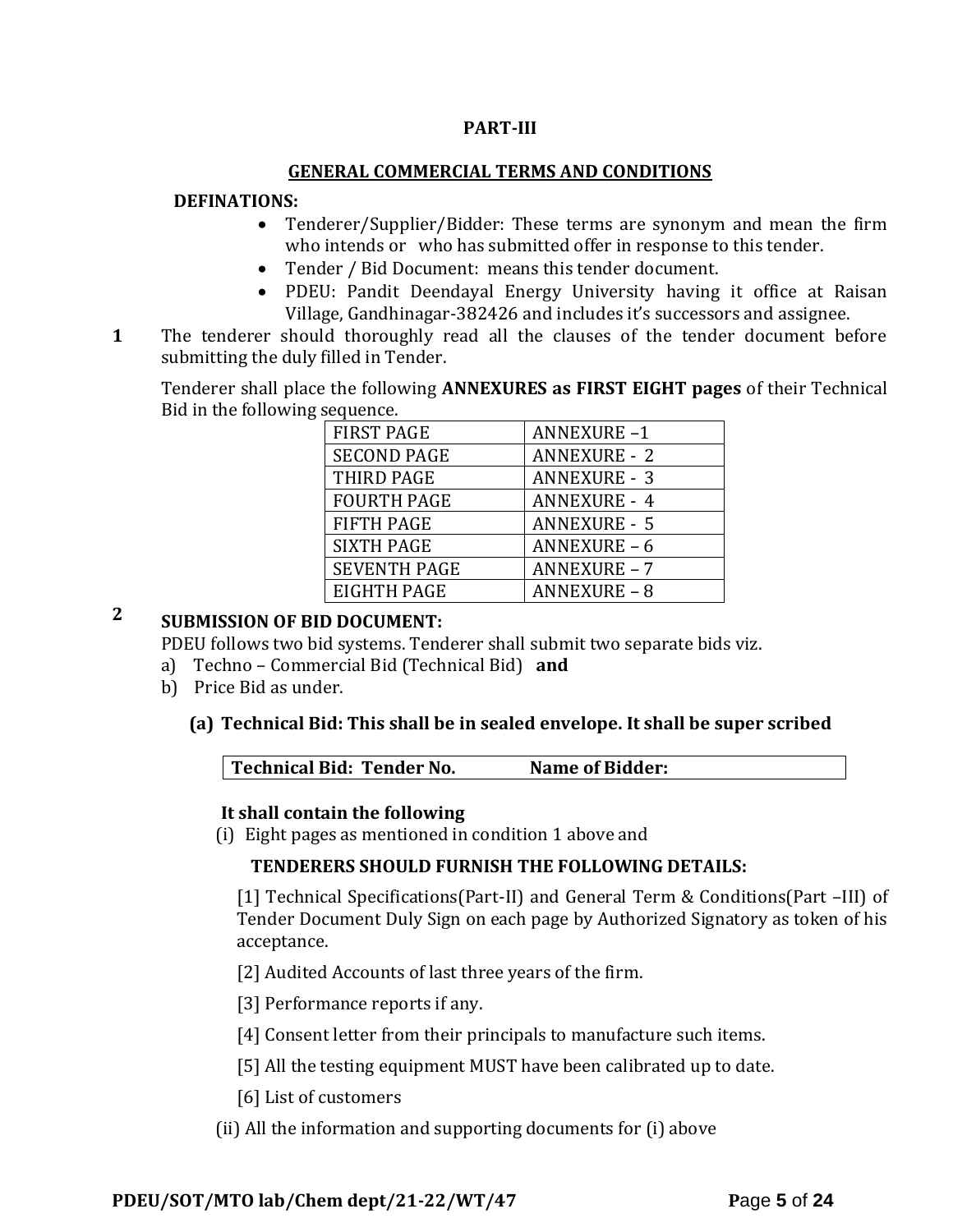## PART-III

## GENERAL COMMERCIAL TERMS AND CONDITIONS

**DEFINATIONS:**

- Tenderer/Supplier/Bidder: These terms are synonym and mean the firm who intends or who has submitted offer in response to this tender.
- Tender / Bid Document: means this tender document.
- PDEU: Pandit Deendayal Energy University having it office at Raisan Village, Gandhinagar-382426 and includes it's successors and assignee.

**1** The tenderer should thoroughly read all the clauses of the tender document before submitting the duly filled in Tender.

Tenderer shall place the following **ANNEXURES as FIRST EIGHT pages** of their Technical Bid in the following sequence.

| FIRST PAGE | ANNEXURE –1 |
|---|---|
| SECOND PAGE | ANNEXURE - 2 |
| THIRD PAGE | ANNEXURE - 3 |
| FOURTH PAGE | ANNEXURE - 4 |
| FIFTH PAGE | ANNEXURE - 5 |
| SIXTH PAGE | ANNEXURE – 6 |
| SEVENTH PAGE | ANNEXURE – 7 |
| EIGHTH PAGE | ANNEXURE – 8 |

**2** **SUBMISSION OF BID DOCUMENT:**

PDEU follows two bid systems. Tenderer shall submit two separate bids viz.

a) Techno – Commercial Bid (Technical Bid) **and**
b) Price Bid as under.

**(a) Technical Bid: This shall be in sealed envelope. It shall be super scribed**

| **Technical Bid: Tender No.** | **Name of Bidder:** |
|---|---|

**It shall contain the following**

(i) Eight pages as mentioned in condition 1 above and

**TENDERERS SHOULD FURNISH THE FOLLOWING DETAILS:**

[1] Technical Specifications(Part-II) and General Term & Conditions(Part –III) of Tender Document Duly Sign on each page by Authorized Signatory as token of his acceptance.

[2] Audited Accounts of last three years of the firm.

[3] Performance reports if any.

[4] Consent letter from their principals to manufacture such items.

[5] All the testing equipment MUST have been calibrated up to date.

[6] List of customers

(ii) All the information and supporting documents for (i) above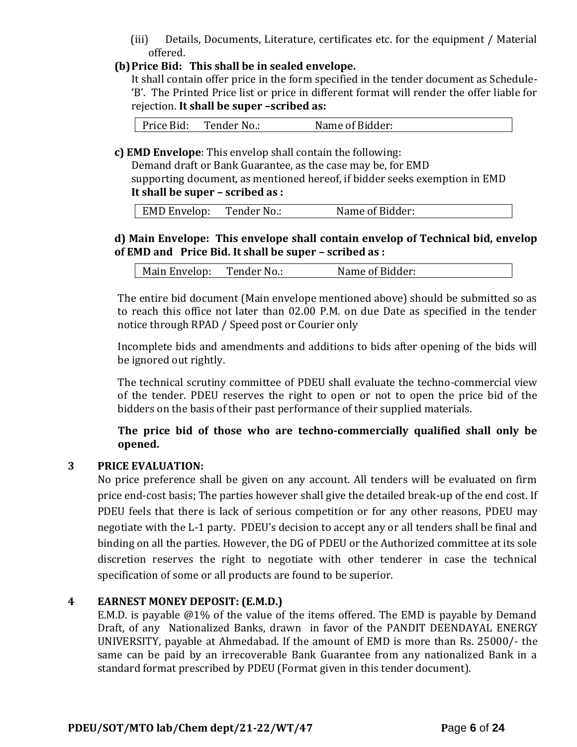(iii) Details, Documents, Literature, certificates etc. for the equipment / Material offered.

**(b) Price Bid: This shall be in sealed envelope.**

It shall contain offer price in the form specified in the tender document as Schedule-'B'. The Printed Price list or price in different format will render the offer liable for rejection. **It shall be super –scribed as:**

| Price Bid: Tender No.: Name of Bidder: |
|---|

**c) EMD Envelope**: This envelop shall contain the following:

Demand draft or Bank Guarantee, as the case may be, for EMD

supporting document, as mentioned hereof, if bidder seeks exemption in EMD

**It shall be super – scribed as :**

| EMD Envelop: Tender No.: Name of Bidder: |
|---|

**d) Main Envelope: This envelope shall contain envelop of Technical bid, envelop of EMD and Price Bid. It shall be super – scribed as :**

| Main Envelop: Tender No.: Name of Bidder: |
|---|

The entire bid document (Main envelope mentioned above) should be submitted so as to reach this office not later than 02.00 P.M. on due Date as specified in the tender notice through RPAD / Speed post or Courier only

Incomplete bids and amendments and additions to bids after opening of the bids will be ignored out rightly.

The technical scrutiny committee of PDEU shall evaluate the techno-commercial view of the tender. PDEU reserves the right to open or not to open the price bid of the bidders on the basis of their past performance of their supplied materials.

**The price bid of those who are techno-commercially qualified shall only be opened.**

## 3 PRICE EVALUATION:

No price preference shall be given on any account. All tenders will be evaluated on firm price end-cost basis; The parties however shall give the detailed break-up of the end cost. If PDEU feels that there is lack of serious competition or for any other reasons, PDEU may negotiate with the L-1 party. PDEU's decision to accept any or all tenders shall be final and binding on all the parties. However, the DG of PDEU or the Authorized committee at its sole discretion reserves the right to negotiate with other tenderer in case the technical specification of some or all products are found to be superior.

## 4 EARNEST MONEY DEPOSIT: (E.M.D.)

E.M.D. is payable @1% of the value of the items offered. The EMD is payable by Demand Draft, of any Nationalized Banks, drawn in favor of the PANDIT DEENDAYAL ENERGY UNIVERSITY, payable at Ahmedabad. If the amount of EMD is more than Rs. 25000/- the same can be paid by an irrecoverable Bank Guarantee from any nationalized Bank in a standard format prescribed by PDEU (Format given in this tender document).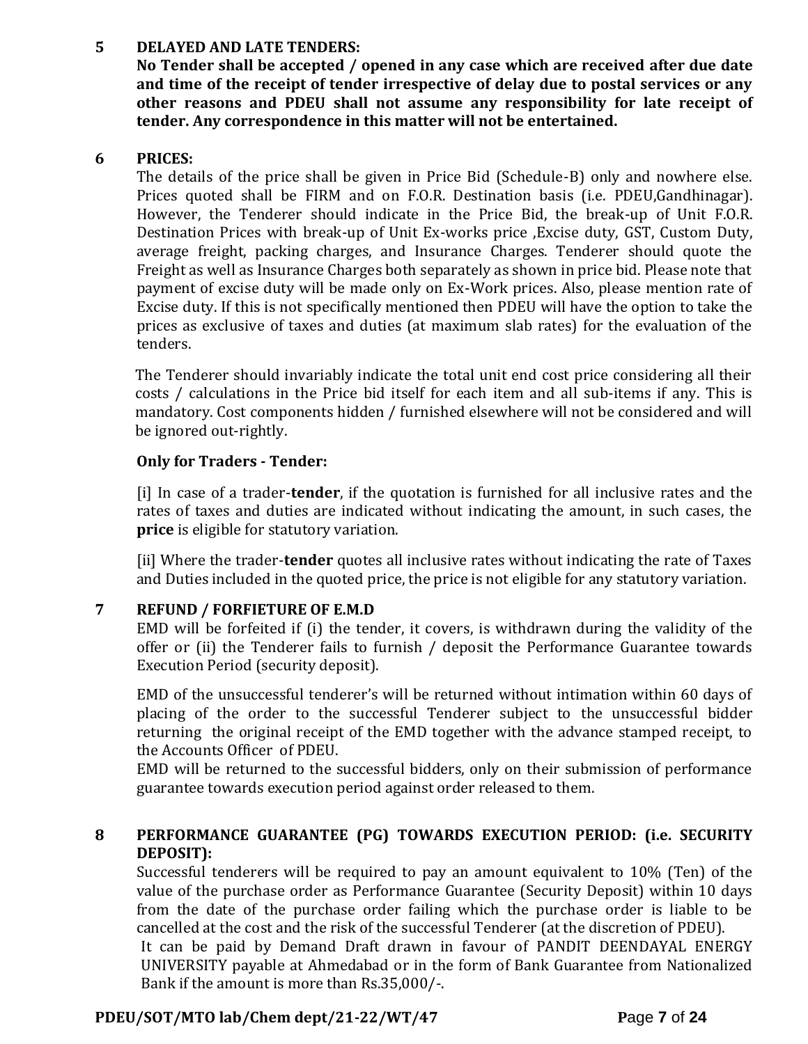## 5 DELAYED AND LATE TENDERS:

**No Tender shall be accepted / opened in any case which are received after due date and time of the receipt of tender irrespective of delay due to postal services or any other reasons and PDEU shall not assume any responsibility for late receipt of tender. Any correspondence in this matter will not be entertained.**

## 6 PRICES:

The details of the price shall be given in Price Bid (Schedule-B) only and nowhere else. Prices quoted shall be FIRM and on F.O.R. Destination basis (i.e. PDEU,Gandhinagar). However, the Tenderer should indicate in the Price Bid, the break-up of Unit F.O.R. Destination Prices with break-up of Unit Ex-works price ,Excise duty, GST, Custom Duty, average freight, packing charges, and Insurance Charges. Tenderer should quote the Freight as well as Insurance Charges both separately as shown in price bid. Please note that payment of excise duty will be made only on Ex-Work prices. Also, please mention rate of Excise duty. If this is not specifically mentioned then PDEU will have the option to take the prices as exclusive of taxes and duties (at maximum slab rates) for the evaluation of the tenders.

The Tenderer should invariably indicate the total unit end cost price considering all their costs / calculations in the Price bid itself for each item and all sub-items if any. This is mandatory. Cost components hidden / furnished elsewhere will not be considered and will be ignored out-rightly.

**Only for Traders - Tender:**

[i] In case of a trader-**tender**, if the quotation is furnished for all inclusive rates and the rates of taxes and duties are indicated without indicating the amount, in such cases, the **price** is eligible for statutory variation.

[ii] Where the trader-**tender** quotes all inclusive rates without indicating the rate of Taxes and Duties included in the quoted price, the price is not eligible for any statutory variation.

## 7 REFUND / FORFIETURE OF E.M.D

EMD will be forfeited if (i) the tender, it covers, is withdrawn during the validity of the offer or (ii) the Tenderer fails to furnish / deposit the Performance Guarantee towards Execution Period (security deposit).

EMD of the unsuccessful tenderer's will be returned without intimation within 60 days of placing of the order to the successful Tenderer subject to the unsuccessful bidder returning the original receipt of the EMD together with the advance stamped receipt, to the Accounts Officer of PDEU.

EMD will be returned to the successful bidders, only on their submission of performance guarantee towards execution period against order released to them.

## 8 PERFORMANCE GUARANTEE (PG) TOWARDS EXECUTION PERIOD: (i.e. SECURITY DEPOSIT):

Successful tenderers will be required to pay an amount equivalent to 10% (Ten) of the value of the purchase order as Performance Guarantee (Security Deposit) within 10 days from the date of the purchase order failing which the purchase order is liable to be cancelled at the cost and the risk of the successful Tenderer (at the discretion of PDEU).

It can be paid by Demand Draft drawn in favour of PANDIT DEENDAYAL ENERGY UNIVERSITY payable at Ahmedabad or in the form of Bank Guarantee from Nationalized Bank if the amount is more than Rs.35,000/-.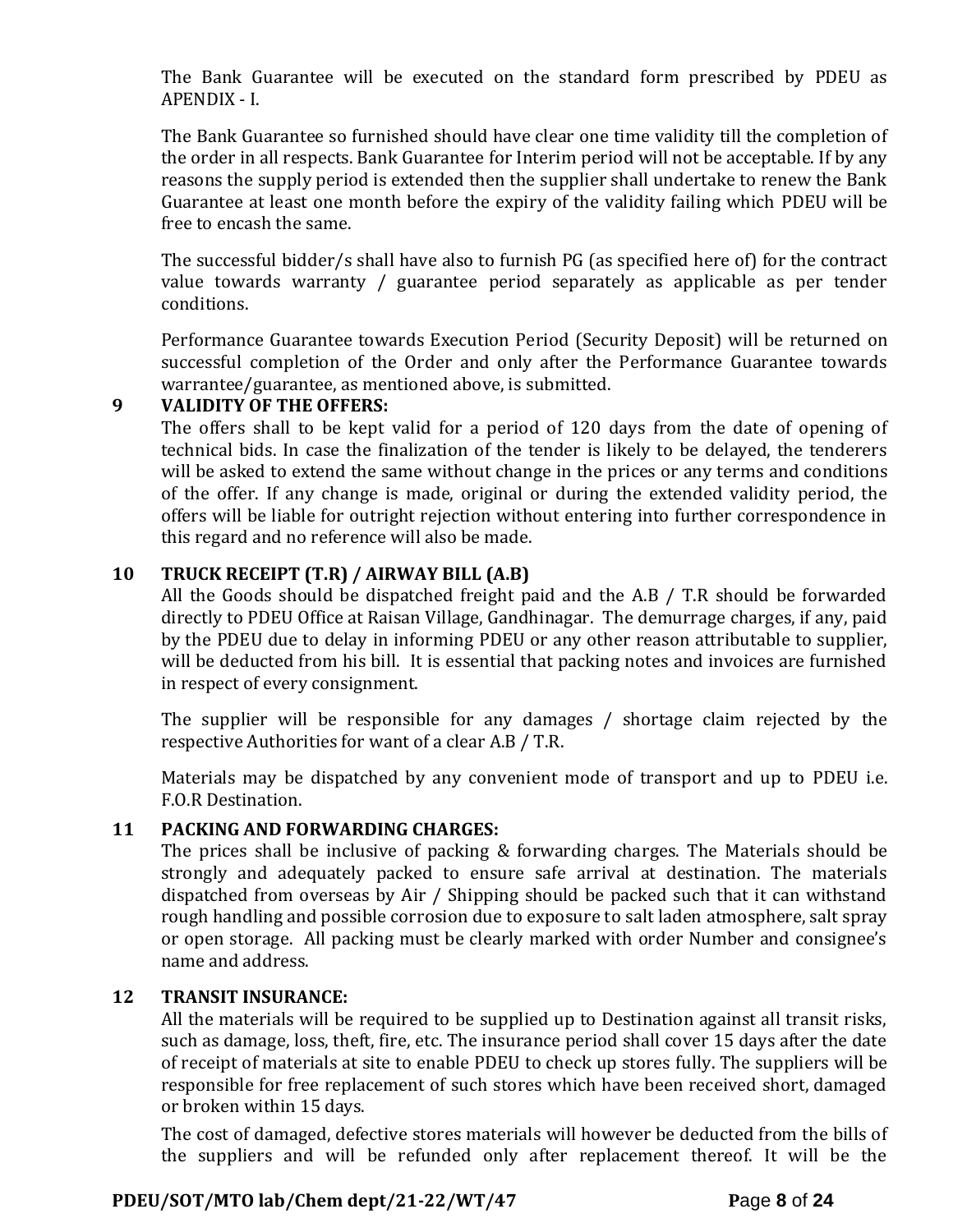The Bank Guarantee will be executed on the standard form prescribed by PDEU as APENDIX - I.

The Bank Guarantee so furnished should have clear one time validity till the completion of the order in all respects. Bank Guarantee for Interim period will not be acceptable. If by any reasons the supply period is extended then the supplier shall undertake to renew the Bank Guarantee at least one month before the expiry of the validity failing which PDEU will be free to encash the same.

The successful bidder/s shall have also to furnish PG (as specified here of) for the contract value towards warranty / guarantee period separately as applicable as per tender conditions.

Performance Guarantee towards Execution Period (Security Deposit) will be returned on successful completion of the Order and only after the Performance Guarantee towards warrantee/guarantee, as mentioned above, is submitted.

## 9 VALIDITY OF THE OFFERS:

The offers shall to be kept valid for a period of 120 days from the date of opening of technical bids. In case the finalization of the tender is likely to be delayed, the tenderers will be asked to extend the same without change in the prices or any terms and conditions of the offer. If any change is made, original or during the extended validity period, the offers will be liable for outright rejection without entering into further correspondence in this regard and no reference will also be made.

## 10 TRUCK RECEIPT (T.R) / AIRWAY BILL (A.B)

All the Goods should be dispatched freight paid and the A.B / T.R should be forwarded directly to PDEU Office at Raisan Village, Gandhinagar. The demurrage charges, if any, paid by the PDEU due to delay in informing PDEU or any other reason attributable to supplier, will be deducted from his bill. It is essential that packing notes and invoices are furnished in respect of every consignment.

The supplier will be responsible for any damages / shortage claim rejected by the respective Authorities for want of a clear A.B / T.R.

Materials may be dispatched by any convenient mode of transport and up to PDEU i.e. F.O.R Destination.

## 11 PACKING AND FORWARDING CHARGES:

The prices shall be inclusive of packing & forwarding charges. The Materials should be strongly and adequately packed to ensure safe arrival at destination. The materials dispatched from overseas by Air / Shipping should be packed such that it can withstand rough handling and possible corrosion due to exposure to salt laden atmosphere, salt spray or open storage. All packing must be clearly marked with order Number and consignee's name and address.

## 12 TRANSIT INSURANCE:

All the materials will be required to be supplied up to Destination against all transit risks, such as damage, loss, theft, fire, etc. The insurance period shall cover 15 days after the date of receipt of materials at site to enable PDEU to check up stores fully. The suppliers will be responsible for free replacement of such stores which have been received short, damaged or broken within 15 days.

The cost of damaged, defective stores materials will however be deducted from the bills of the suppliers and will be refunded only after replacement thereof. It will be the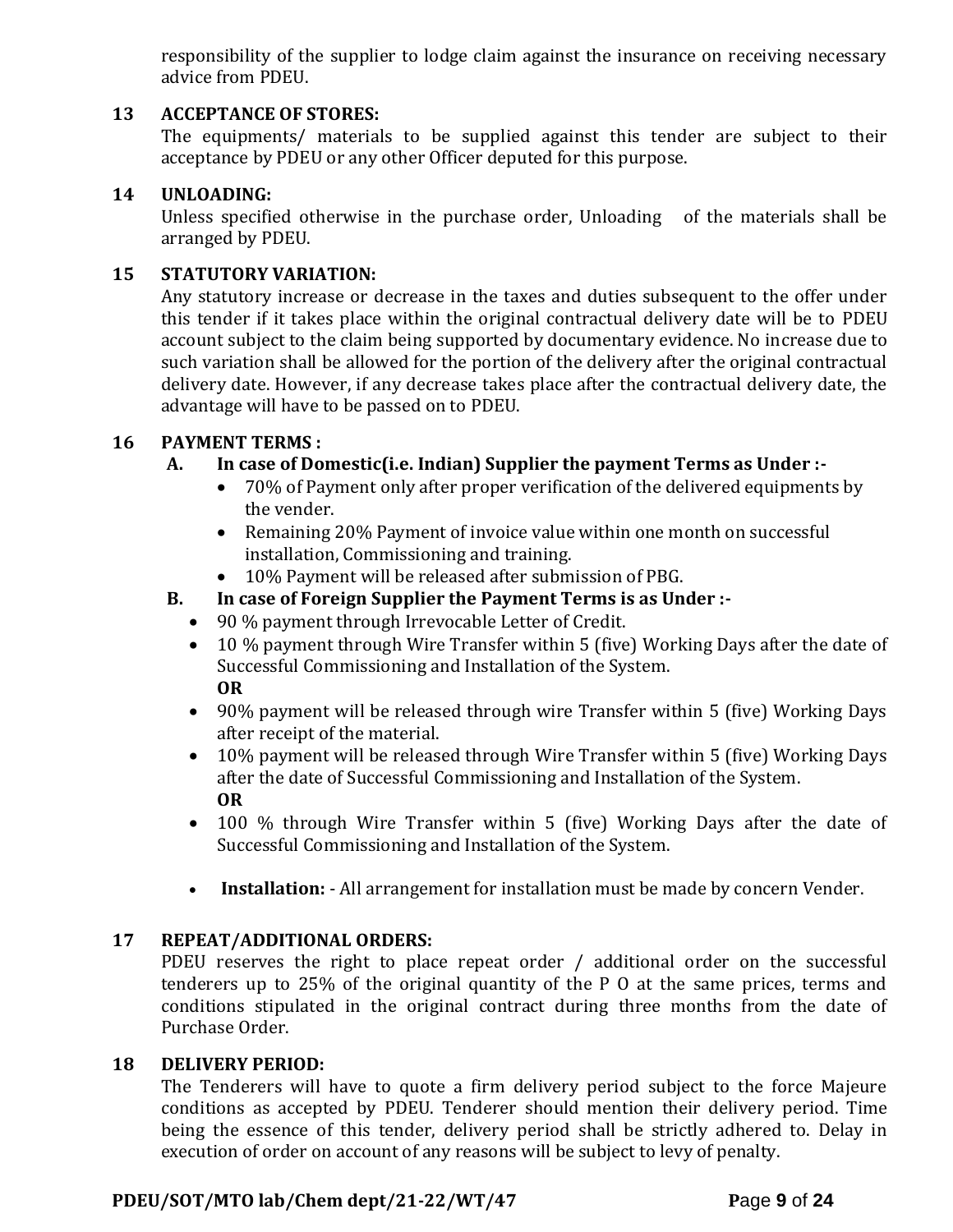responsibility of the supplier to lodge claim against the insurance on receiving necessary advice from PDEU.

**13 ACCEPTANCE OF STORES:**

The equipments/ materials to be supplied against this tender are subject to their acceptance by PDEU or any other Officer deputed for this purpose.

**14 UNLOADING:**

Unless specified otherwise in the purchase order, Unloading of the materials shall be arranged by PDEU.

**15 STATUTORY VARIATION:**

Any statutory increase or decrease in the taxes and duties subsequent to the offer under this tender if it takes place within the original contractual delivery date will be to PDEU account subject to the claim being supported by documentary evidence. No increase due to such variation shall be allowed for the portion of the delivery after the original contractual delivery date. However, if any decrease takes place after the contractual delivery date, the advantage will have to be passed on to PDEU.

**16 PAYMENT TERMS :**

**A. In case of Domestic(i.e. Indian) Supplier the payment Terms as Under :-**

- 70% of Payment only after proper verification of the delivered equipments by the vender.
- Remaining 20% Payment of invoice value within one month on successful installation, Commissioning and training.
- 10% Payment will be released after submission of PBG.

**B. In case of Foreign Supplier the Payment Terms is as Under :-**

- 90 % payment through Irrevocable Letter of Credit.
- 10 % payment through Wire Transfer within 5 (five) Working Days after the date of Successful Commissioning and Installation of the System.
  **OR**
- 90% payment will be released through wire Transfer within 5 (five) Working Days after receipt of the material.
- 10% payment will be released through Wire Transfer within 5 (five) Working Days after the date of Successful Commissioning and Installation of the System.
  **OR**
- 100 % through Wire Transfer within 5 (five) Working Days after the date of Successful Commissioning and Installation of the System.

- **Installation:** - All arrangement for installation must be made by concern Vender.

**17 REPEAT/ADDITIONAL ORDERS:**

PDEU reserves the right to place repeat order / additional order on the successful tenderers up to 25% of the original quantity of the P O at the same prices, terms and conditions stipulated in the original contract during three months from the date of Purchase Order.

**18 DELIVERY PERIOD:**

The Tenderers will have to quote a firm delivery period subject to the force Majeure conditions as accepted by PDEU. Tenderer should mention their delivery period. Time being the essence of this tender, delivery period shall be strictly adhered to. Delay in execution of order on account of any reasons will be subject to levy of penalty.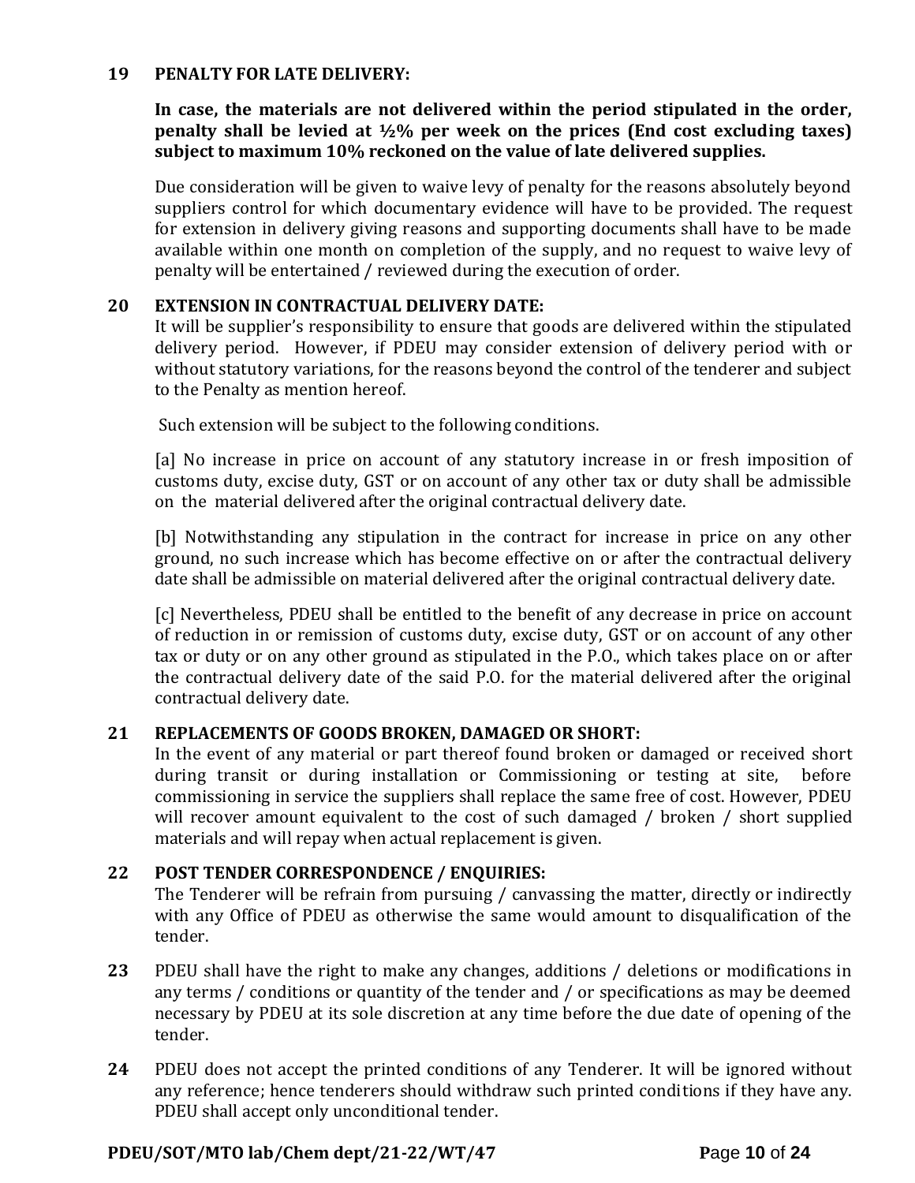## 19 PENALTY FOR LATE DELIVERY:

**In case, the materials are not delivered within the period stipulated in the order, penalty shall be levied at ½% per week on the prices (End cost excluding taxes) subject to maximum 10% reckoned on the value of late delivered supplies.**

Due consideration will be given to waive levy of penalty for the reasons absolutely beyond suppliers control for which documentary evidence will have to be provided. The request for extension in delivery giving reasons and supporting documents shall have to be made available within one month on completion of the supply, and no request to waive levy of penalty will be entertained / reviewed during the execution of order.

## 20 EXTENSION IN CONTRACTUAL DELIVERY DATE:

It will be supplier's responsibility to ensure that goods are delivered within the stipulated delivery period. However, if PDEU may consider extension of delivery period with or without statutory variations, for the reasons beyond the control of the tenderer and subject to the Penalty as mention hereof.

Such extension will be subject to the following conditions.

[a] No increase in price on account of any statutory increase in or fresh imposition of customs duty, excise duty, GST or on account of any other tax or duty shall be admissible on the material delivered after the original contractual delivery date.

[b] Notwithstanding any stipulation in the contract for increase in price on any other ground, no such increase which has become effective on or after the contractual delivery date shall be admissible on material delivered after the original contractual delivery date.

[c] Nevertheless, PDEU shall be entitled to the benefit of any decrease in price on account of reduction in or remission of customs duty, excise duty, GST or on account of any other tax or duty or on any other ground as stipulated in the P.O., which takes place on or after the contractual delivery date of the said P.O. for the material delivered after the original contractual delivery date.

## 21 REPLACEMENTS OF GOODS BROKEN, DAMAGED OR SHORT:

In the event of any material or part thereof found broken or damaged or received short during transit or during installation or Commissioning or testing at site, before commissioning in service the suppliers shall replace the same free of cost. However, PDEU will recover amount equivalent to the cost of such damaged / broken / short supplied materials and will repay when actual replacement is given.

## 22 POST TENDER CORRESPONDENCE / ENQUIRIES:

The Tenderer will be refrain from pursuing / canvassing the matter, directly or indirectly with any Office of PDEU as otherwise the same would amount to disqualification of the tender.

**23** PDEU shall have the right to make any changes, additions / deletions or modifications in any terms / conditions or quantity of the tender and / or specifications as may be deemed necessary by PDEU at its sole discretion at any time before the due date of opening of the tender.

**24** PDEU does not accept the printed conditions of any Tenderer. It will be ignored without any reference; hence tenderers should withdraw such printed conditions if they have any. PDEU shall accept only unconditional tender.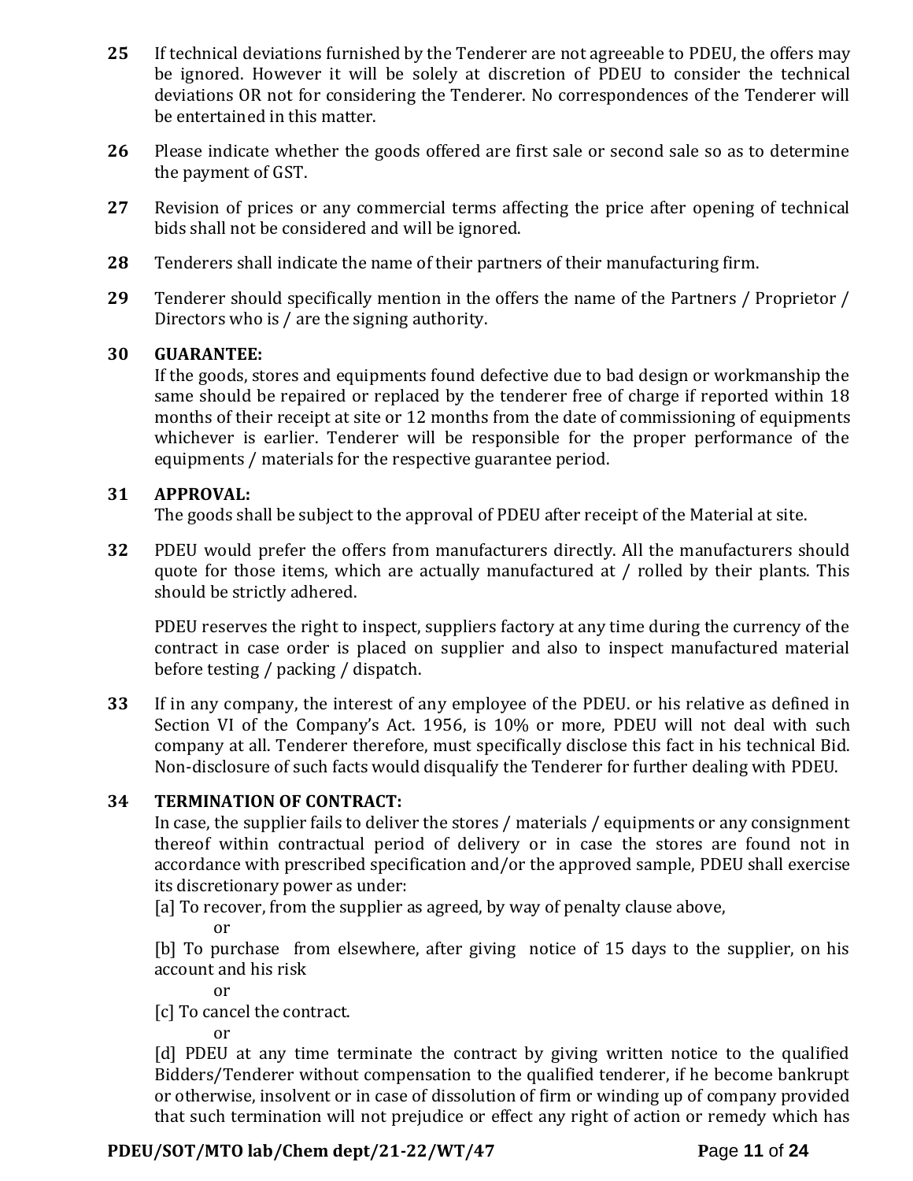**25** If technical deviations furnished by the Tenderer are not agreeable to PDEU, the offers may be ignored. However it will be solely at discretion of PDEU to consider the technical deviations OR not for considering the Tenderer. No correspondences of the Tenderer will be entertained in this matter.

**26** Please indicate whether the goods offered are first sale or second sale so as to determine the payment of GST.

**27** Revision of prices or any commercial terms affecting the price after opening of technical bids shall not be considered and will be ignored.

**28** Tenderers shall indicate the name of their partners of their manufacturing firm.

**29** Tenderer should specifically mention in the offers the name of the Partners / Proprietor / Directors who is / are the signing authority.

**30 GUARANTEE:**

If the goods, stores and equipments found defective due to bad design or workmanship the same should be repaired or replaced by the tenderer free of charge if reported within 18 months of their receipt at site or 12 months from the date of commissioning of equipments whichever is earlier. Tenderer will be responsible for the proper performance of the equipments / materials for the respective guarantee period.

**31 APPROVAL:**

The goods shall be subject to the approval of PDEU after receipt of the Material at site.

**32** PDEU would prefer the offers from manufacturers directly. All the manufacturers should quote for those items, which are actually manufactured at / rolled by their plants. This should be strictly adhered.

PDEU reserves the right to inspect, suppliers factory at any time during the currency of the contract in case order is placed on supplier and also to inspect manufactured material before testing / packing / dispatch.

**33** If in any company, the interest of any employee of the PDEU. or his relative as defined in Section VI of the Company's Act. 1956, is 10% or more, PDEU will not deal with such company at all. Tenderer therefore, must specifically disclose this fact in his technical Bid. Non-disclosure of such facts would disqualify the Tenderer for further dealing with PDEU.

**34 TERMINATION OF CONTRACT:**

In case, the supplier fails to deliver the stores / materials / equipments or any consignment thereof within contractual period of delivery or in case the stores are found not in accordance with prescribed specification and/or the approved sample, PDEU shall exercise its discretionary power as under:

[a] To recover, from the supplier as agreed, by way of penalty clause above,

or

[b] To purchase from elsewhere, after giving notice of 15 days to the supplier, on his account and his risk

or

[c] To cancel the contract.

or

[d] PDEU at any time terminate the contract by giving written notice to the qualified Bidders/Tenderer without compensation to the qualified tenderer, if he become bankrupt or otherwise, insolvent or in case of dissolution of firm or winding up of company provided that such termination will not prejudice or effect any right of action or remedy which has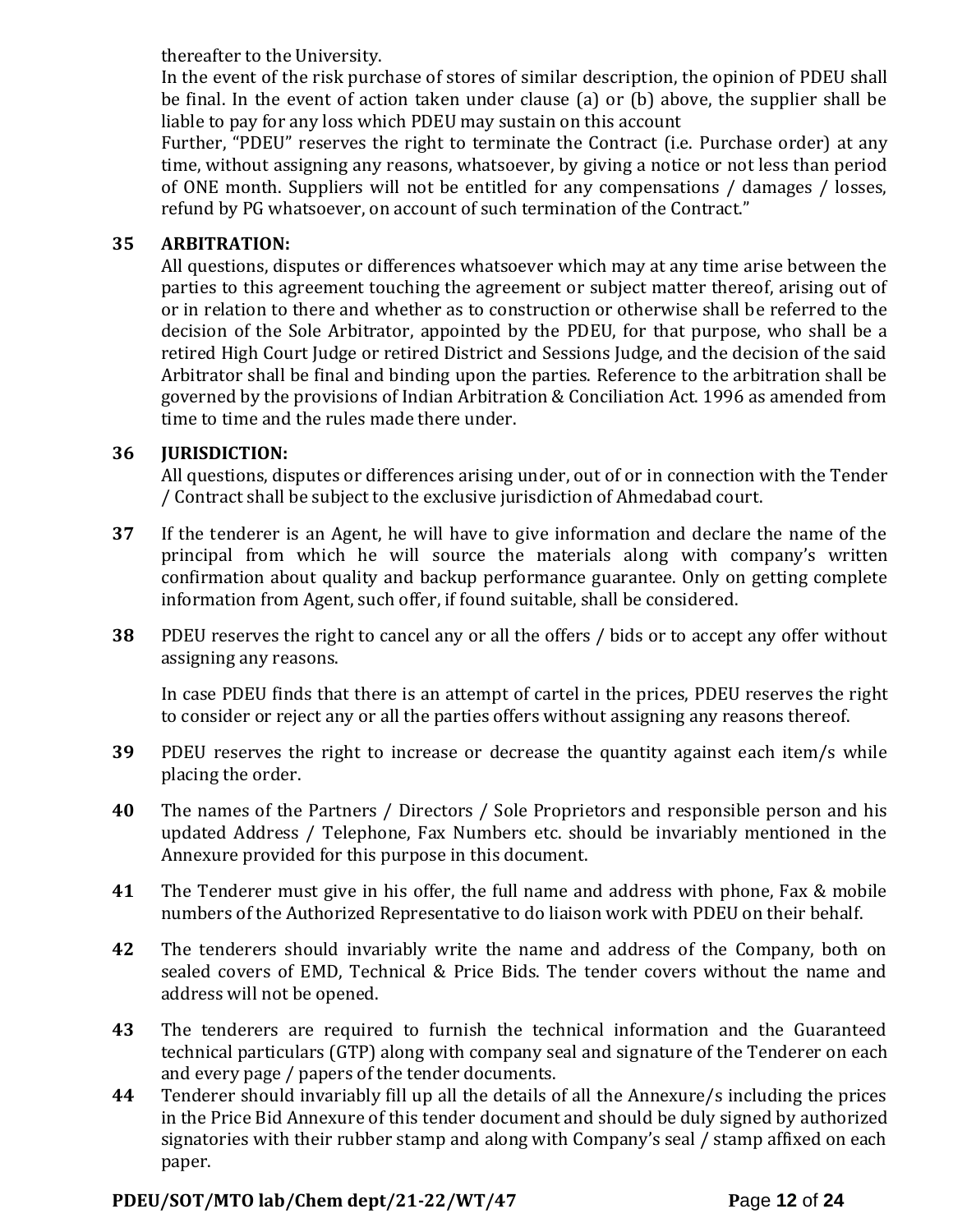thereafter to the University.

In the event of the risk purchase of stores of similar description, the opinion of PDEU shall be final. In the event of action taken under clause (a) or (b) above, the supplier shall be liable to pay for any loss which PDEU may sustain on this account

Further, "PDEU" reserves the right to terminate the Contract (i.e. Purchase order) at any time, without assigning any reasons, whatsoever, by giving a notice or not less than period of ONE month. Suppliers will not be entitled for any compensations / damages / losses, refund by PG whatsoever, on account of such termination of the Contract."

**35 ARBITRATION:**

All questions, disputes or differences whatsoever which may at any time arise between the parties to this agreement touching the agreement or subject matter thereof, arising out of or in relation to there and whether as to construction or otherwise shall be referred to the decision of the Sole Arbitrator, appointed by the PDEU, for that purpose, who shall be a retired High Court Judge or retired District and Sessions Judge, and the decision of the said Arbitrator shall be final and binding upon the parties. Reference to the arbitration shall be governed by the provisions of Indian Arbitration & Conciliation Act. 1996 as amended from time to time and the rules made there under.

**36 JURISDICTION:**

All questions, disputes or differences arising under, out of or in connection with the Tender / Contract shall be subject to the exclusive jurisdiction of Ahmedabad court.

**37** If the tenderer is an Agent, he will have to give information and declare the name of the principal from which he will source the materials along with company's written confirmation about quality and backup performance guarantee. Only on getting complete information from Agent, such offer, if found suitable, shall be considered.

**38** PDEU reserves the right to cancel any or all the offers / bids or to accept any offer without assigning any reasons.

In case PDEU finds that there is an attempt of cartel in the prices, PDEU reserves the right to consider or reject any or all the parties offers without assigning any reasons thereof.

**39** PDEU reserves the right to increase or decrease the quantity against each item/s while placing the order.

**40** The names of the Partners / Directors / Sole Proprietors and responsible person and his updated Address / Telephone, Fax Numbers etc. should be invariably mentioned in the Annexure provided for this purpose in this document.

**41** The Tenderer must give in his offer, the full name and address with phone, Fax & mobile numbers of the Authorized Representative to do liaison work with PDEU on their behalf.

**42** The tenderers should invariably write the name and address of the Company, both on sealed covers of EMD, Technical & Price Bids. The tender covers without the name and address will not be opened.

**43** The tenderers are required to furnish the technical information and the Guaranteed technical particulars (GTP) along with company seal and signature of the Tenderer on each and every page / papers of the tender documents.

**44** Tenderer should invariably fill up all the details of all the Annexure/s including the prices in the Price Bid Annexure of this tender document and should be duly signed by authorized signatories with their rubber stamp and along with Company's seal / stamp affixed on each paper.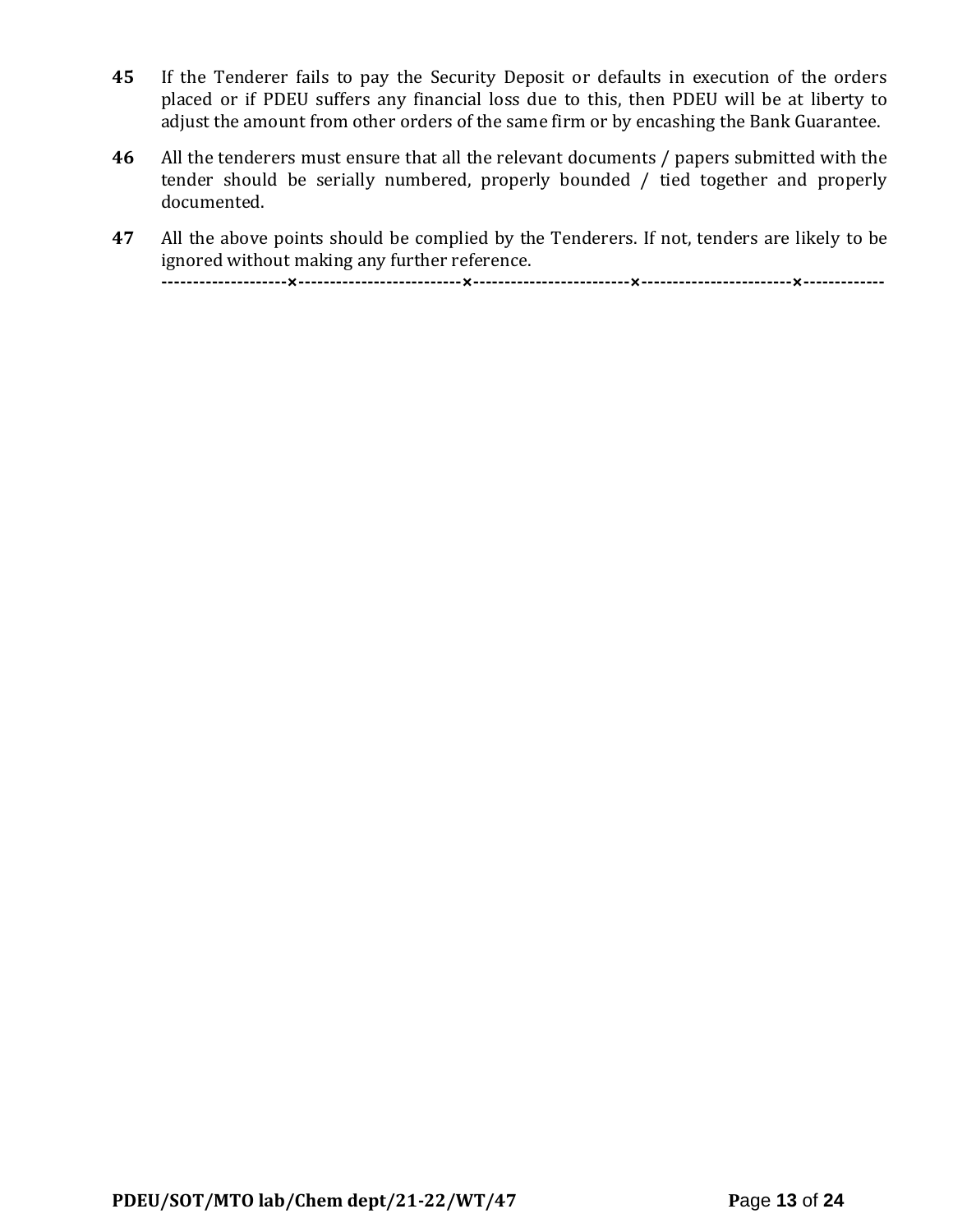**45** If the Tenderer fails to pay the Security Deposit or defaults in execution of the orders placed or if PDEU suffers any financial loss due to this, then PDEU will be at liberty to adjust the amount from other orders of the same firm or by encashing the Bank Guarantee.

**46** All the tenderers must ensure that all the relevant documents / papers submitted with the tender should be serially numbered, properly bounded / tied together and properly documented.

**47** All the above points should be complied by the Tenderers. If not, tenders are likely to be ignored without making any further reference.

--------------------×--------------------------×-------------------------×------------------------×-------------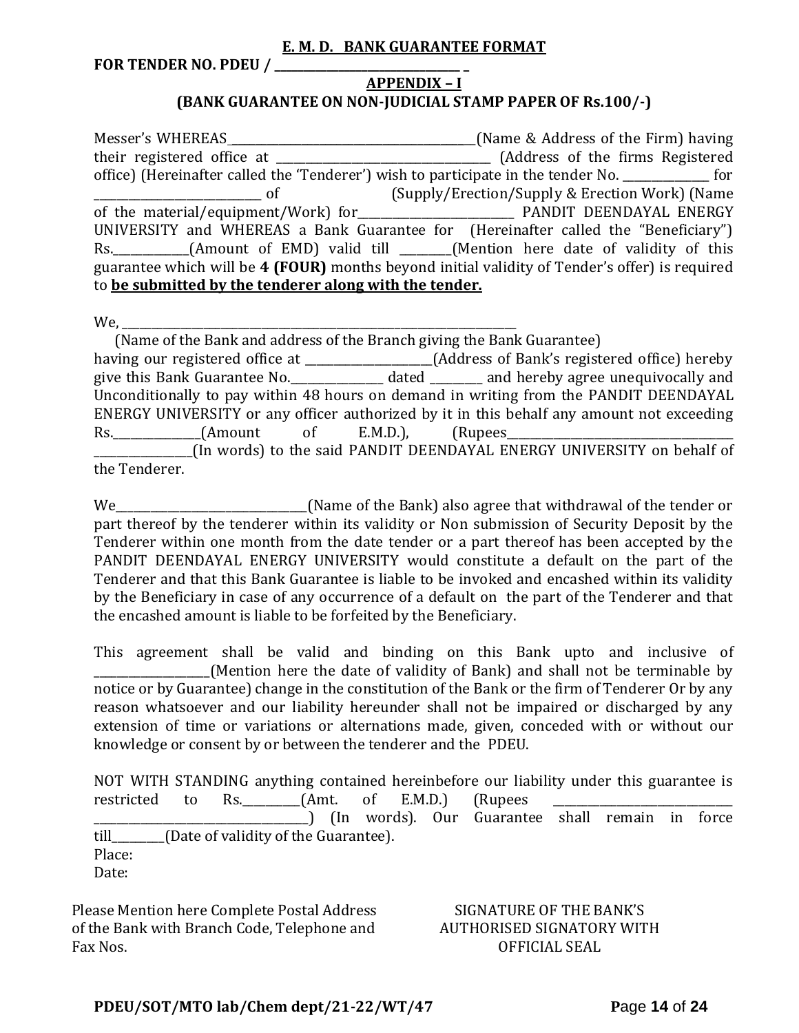**E. M. D. BANK GUARANTEE FORMAT**

**FOR TENDER NO. PDEU / ________________________________ _**

**APPENDIX – I**

**(BANK GUARANTEE ON NON-JUDICIAL STAMP PAPER OF Rs.100/-)**

Messer's WHEREAS____________________________________________(Name & Address of the Firm) having their registered office at ______________________________________ (Address of the firms Registered office) (Hereinafter called the 'Tenderer') wish to participate in the tender No. _______________ for _____________________________ of (Supply/Erection/Supply & Erection Work) (Name of the material/equipment/Work) for___________________________ PANDIT DEENDAYAL ENERGY UNIVERSITY and WHEREAS a Bank Guarantee for (Hereinafter called the "Beneficiary") Rs._____________(Amount of EMD) valid till _________(Mention here date of validity of this guarantee which will be **4 (FOUR)** months beyond initial validity of Tender's offer) is required to **be submitted by the tenderer along with the tender.**

We, ________________________________________________________________________
(Name of the Bank and address of the Branch giving the Bank Guarantee)
having our registered office at ______________________(Address of Bank's registered office) hereby give this Bank Guarantee No.________________ dated _________ and hereby agree unequivocally and Unconditionally to pay within 48 hours on demand in writing from the PANDIT DEENDAYAL ENERGY UNIVERSITY or any officer authorized by it in this behalf any amount not exceeding Rs._______________(Amount of E.M.D.), (Rupees_________________________________________ _________________(In words) to the said PANDIT DEENDAYAL ENERGY UNIVERSITY on behalf of the Tenderer.

We_________________________________(Name of the Bank) also agree that withdrawal of the tender or part thereof by the tenderer within its validity or Non submission of Security Deposit by the Tenderer within one month from the date tender or a part thereof has been accepted by the PANDIT DEENDAYAL ENERGY UNIVERSITY would constitute a default on the part of the Tenderer and that this Bank Guarantee is liable to be invoked and encashed within its validity by the Beneficiary in case of any occurrence of a default on the part of the Tenderer and that the encashed amount is liable to be forfeited by the Beneficiary.

This agreement shall be valid and binding on this Bank upto and inclusive of ___________________(Mention here the date of validity of Bank) and shall not be terminable by notice or by Guarantee) change in the constitution of the Bank or the firm of Tenderer Or by any reason whatsoever and our liability hereunder shall not be impaired or discharged by any extension of time or variations or alternations made, given, conceded with or without our knowledge or consent by or between the tenderer and the PDEU.

NOT WITH STANDING anything contained hereinbefore our liability under this guarantee is restricted to Rs.__________(Amt. of E.M.D.) (Rupees _______________________________ ______________________________________) (In words). Our Guarantee shall remain in force till_________(Date of validity of the Guarantee).

Place:

Date:

Please Mention here Complete Postal Address of the Bank with Branch Code, Telephone and Fax Nos.

SIGNATURE OF THE BANK'S AUTHORISED SIGNATORY WITH OFFICIAL SEAL

PDEU/SOT/MTO lab/Chem dept/21-22/WT/47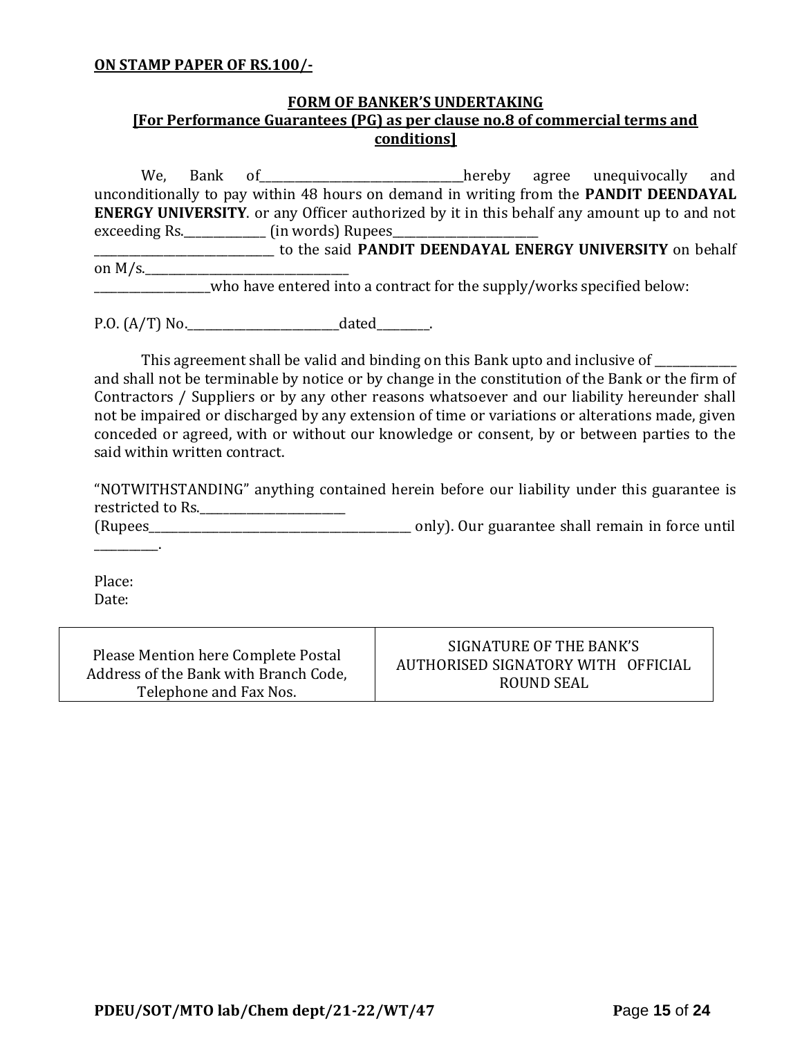**ON STAMP PAPER OF RS.100/-**

**FORM OF BANKER'S UNDERTAKING**
**[For Performance Guarantees (PG) as per clause no.8 of commercial terms and conditions]**

We, Bank of___________________________________hereby agree unequivocally and unconditionally to pay within 48 hours on demand in writing from the **PANDIT DEENDAYAL ENERGY UNIVERSITY**. or any Officer authorized by it in this behalf any amount up to and not exceeding Rs.______________ (in words) Rupees_________________________ _______________________________ to the said **PANDIT DEENDAYAL ENERGY UNIVERSITY** on behalf on M/s.____________________________________ ____________________who have entered into a contract for the supply/works specified below:

P.O. (A/T) No.___________________________dated_________.

This agreement shall be valid and binding on this Bank upto and inclusive of ______________ and shall not be terminable by notice or by change in the constitution of the Bank or the firm of Contractors / Suppliers or by any other reasons whatsoever and our liability hereunder shall not be impaired or discharged by any extension of time or variations or alterations made, given conceded or agreed, with or without our knowledge or consent, by or between parties to the said within written contract.

"NOTWITHSTANDING" anything contained herein before our liability under this guarantee is restricted to Rs.__________________________ (Rupees_______________________________________________ only). Our guarantee shall remain in force until ___________.

Place:
Date:

| Please Mention here Complete Postal Address of the Bank with Branch Code, Telephone and Fax Nos. | SIGNATURE OF THE BANK'S AUTHORISED SIGNATORY WITH OFFICIAL ROUND SEAL |
| --- | --- |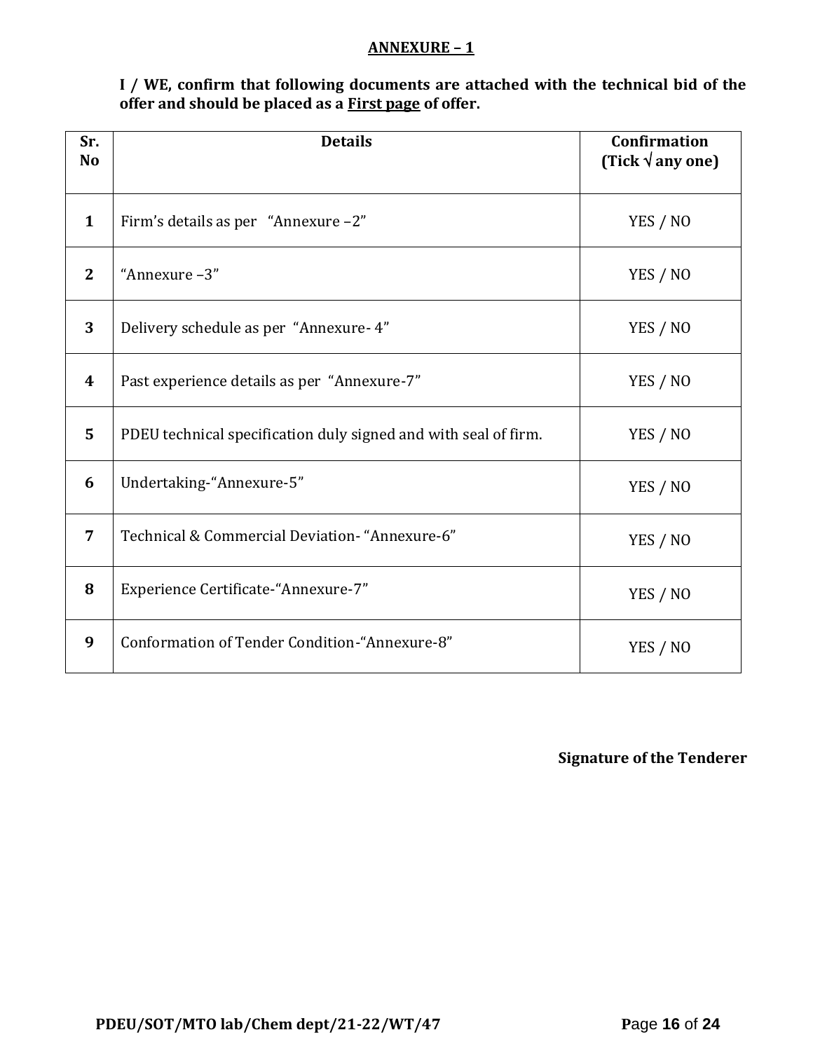## ANNEXURE – 1

**I / WE, confirm that following documents are attached with the technical bid of the offer and should be placed as a First page of offer.**

| Sr. No | Details | Confirmation (Tick √ any one) |
|---|---|---|
| 1 | Firm's details as per "Annexure –2" | YES / NO |
| 2 | "Annexure –3" | YES / NO |
| 3 | Delivery schedule as per "Annexure- 4" | YES / NO |
| 4 | Past experience details as per "Annexure-7" | YES / NO |
| 5 | PDEU technical specification duly signed and with seal of firm. | YES / NO |
| 6 | Undertaking-"Annexure-5" | YES / NO |
| 7 | Technical & Commercial Deviation- "Annexure-6" | YES / NO |
| 8 | Experience Certificate-"Annexure-7" | YES / NO |
| 9 | Conformation of Tender Condition-"Annexure-8" | YES / NO |

**Signature of the Tenderer**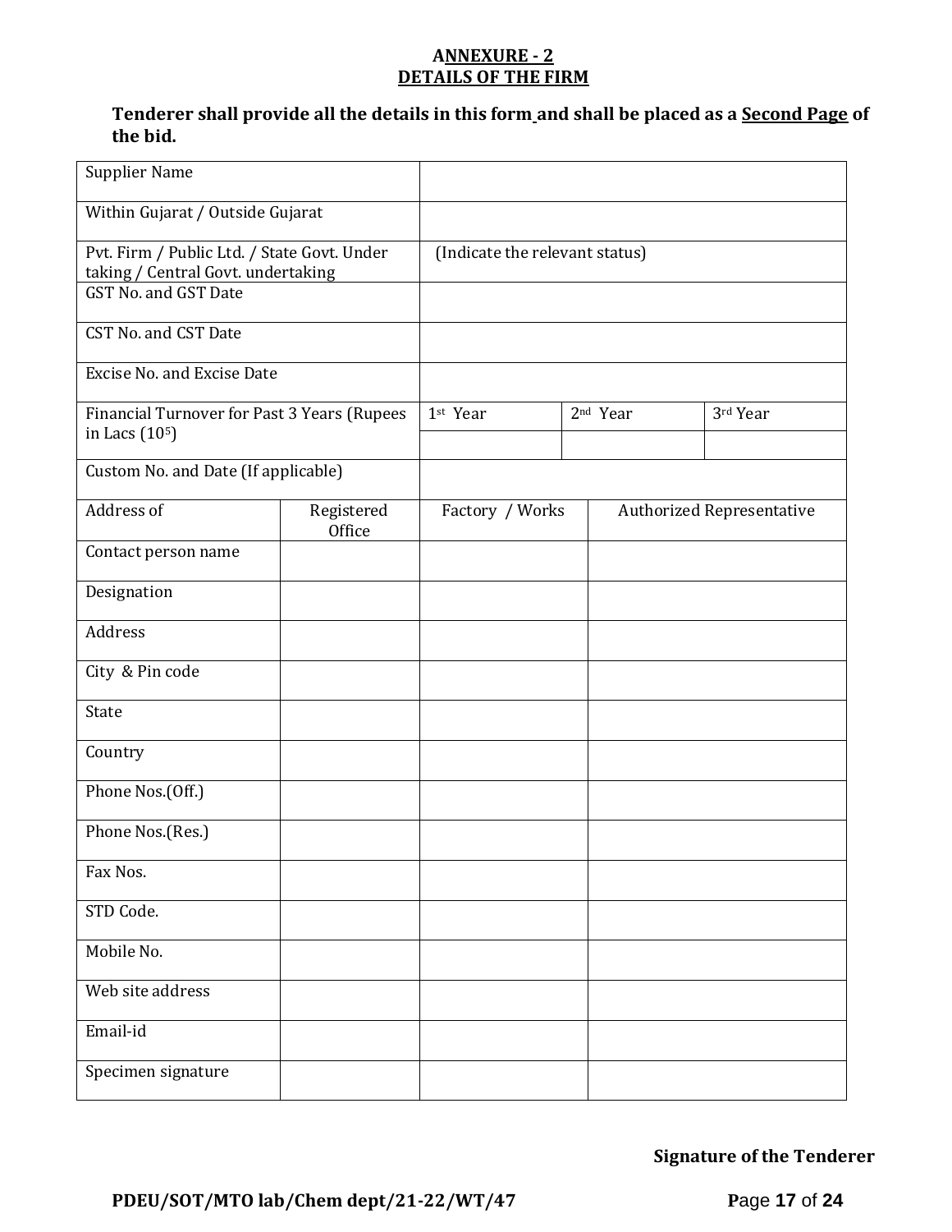## ANNEXURE - 2
## DETAILS OF THE FIRM

**Tenderer shall provide all the details in this form and shall be placed as a Second Page of the bid.**

| | | | |
|---|---|---|---|
| Supplier Name | | | |
| Within Gujarat / Outside Gujarat | | | |
| Pvt. Firm / Public Ltd. / State Govt. Under taking / Central Govt. undertaking | (Indicate the relevant status) | | |
| GST No. and GST Date | | | |
| CST No. and CST Date | | | |
| Excise No. and Excise Date | | | |
| Financial Turnover for Past 3 Years (Rupees in Lacs ($10^5$) | 1st Year | 2nd Year | 3rd Year |
| | | | |
| Custom No. and Date (If applicable) | | | |

| Address of | Registered Office | Factory / Works | Authorized Representative |
|---|---|---|---|
| Contact person name | | | |
| Designation | | | |
| Address | | | |
| City & Pin code | | | |
| State | | | |
| Country | | | |
| Phone Nos.(Off.) | | | |
| Phone Nos.(Res.) | | | |
| Fax Nos. | | | |
| STD Code. | | | |
| Mobile No. | | | |
| Web site address | | | |
| Email-id | | | |
| Specimen signature | | | |

**Signature of the Tenderer**

**PDEU/SOT/MTO lab/Chem dept/21-22/WT/47**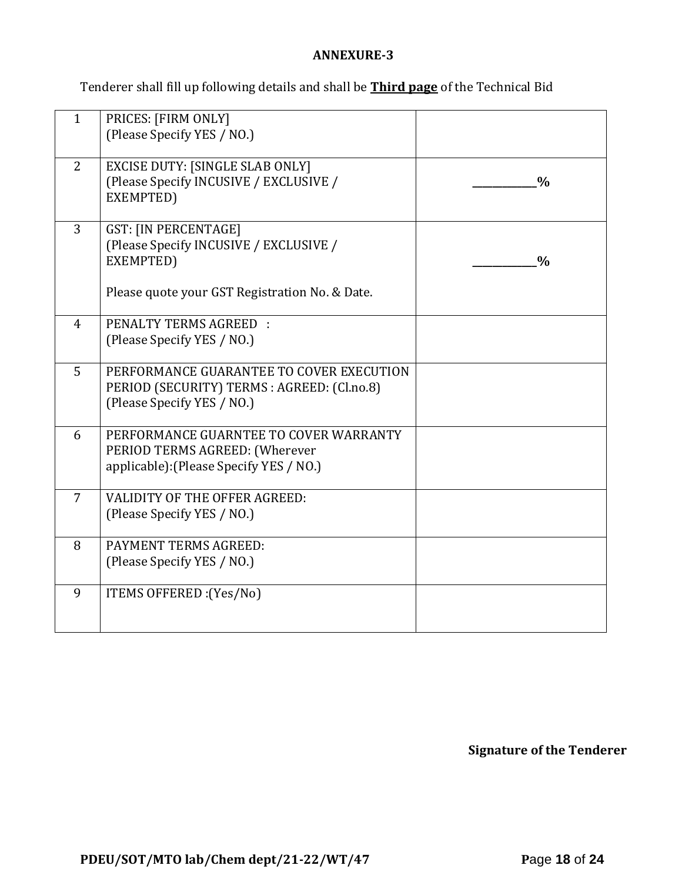**ANNEXURE-3**

Tenderer shall fill up following details and shall be **Third page** of the Technical Bid

| | | |
|---|---|---|
| 1 | PRICES: [FIRM ONLY]<br>(Please Specify YES / NO.) | |
| 2 | EXCISE DUTY: [SINGLE SLAB ONLY]<br>(Please Specify INCUSIVE / EXCLUSIVE / EXEMPTED) | ___________% |
| 3 | GST: [IN PERCENTAGE]<br>(Please Specify INCUSIVE / EXCLUSIVE / EXEMPTED)<br><br>Please quote your GST Registration No. & Date. | ___________% |
| 4 | PENALTY TERMS AGREED :<br>(Please Specify YES / NO.) | |
| 5 | PERFORMANCE GUARANTEE TO COVER EXECUTION PERIOD (SECURITY) TERMS : AGREED: (Cl.no.8)<br>(Please Specify YES / NO.) | |
| 6 | PERFORMANCE GUARNTEE TO COVER WARRANTY PERIOD TERMS AGREED: (Wherever applicable):(Please Specify YES / NO.) | |
| 7 | VALIDITY OF THE OFFER AGREED:<br>(Please Specify YES / NO.) | |
| 8 | PAYMENT TERMS AGREED:<br>(Please Specify YES / NO.) | |
| 9 | ITEMS OFFERED :(Yes/No) | |

**Signature of the Tenderer**

**PDEU/SOT/MTO lab/Chem dept/21-22/WT/47**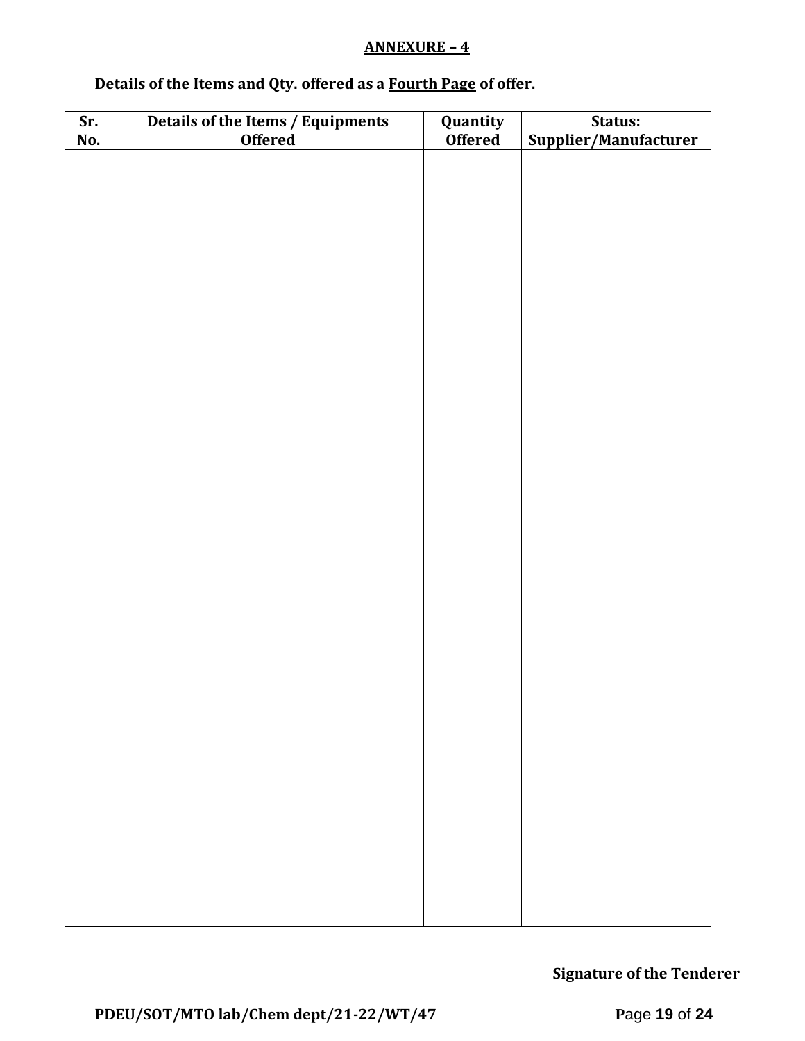**ANNEXURE – 4**

**Details of the Items and Qty. offered as a Fourth Page of offer.**

| Sr. No. | Details of the Items / Equipments Offered | Quantity Offered | Status: Supplier/Manufacturer |
|---|---|---|---|
| | | | |

**Signature of the Tenderer**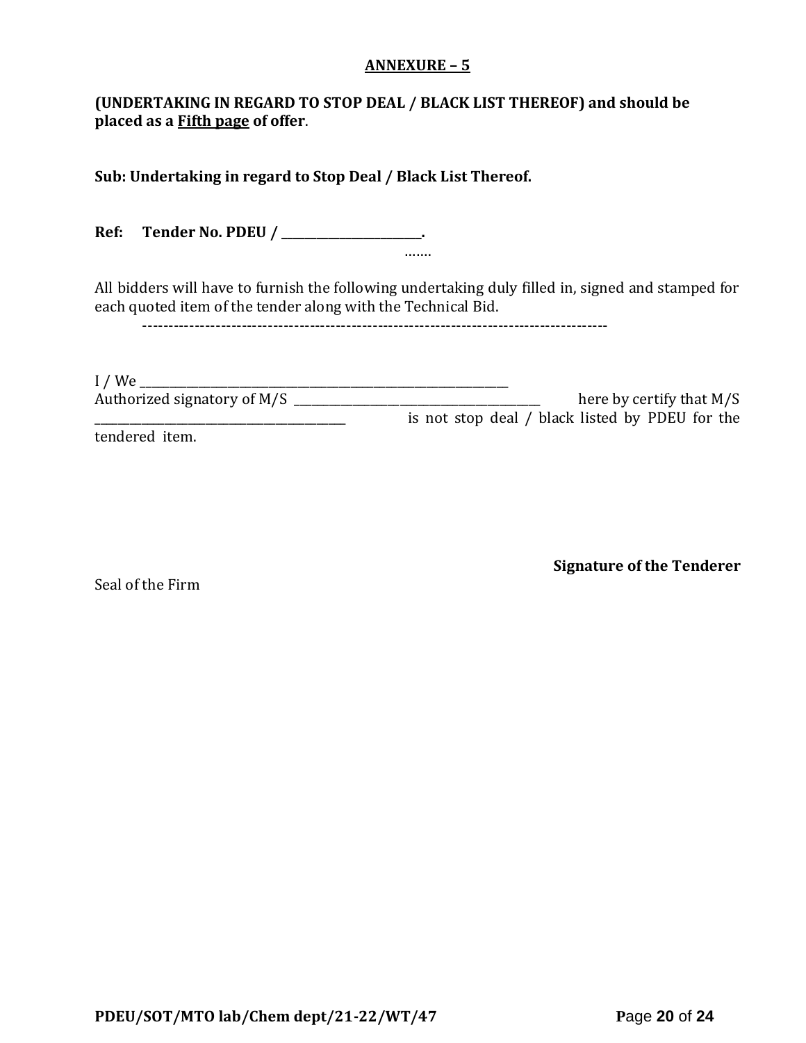## ANNEXURE – 5

**(UNDERTAKING IN REGARD TO STOP DEAL / BLACK LIST THEREOF) and should be placed as a <u>Fifth page</u> of offer**.

**Sub: Undertaking in regard to Stop Deal / Black List Thereof.**

**Ref: Tender No. PDEU / \_\_\_\_\_\_\_\_\_\_\_\_\_\_\_\_\_\_\_\_\_\_\_\_.**

…….

All bidders will have to furnish the following undertaking duly filled in, signed and stamped for each quoted item of the tender along with the Technical Bid.

-------------------------------------------------------------------------------------------

I / We \_\_\_\_\_\_\_\_\_\_\_\_\_\_\_\_\_\_\_\_\_\_\_\_\_\_\_\_\_\_\_\_\_\_\_\_\_\_\_\_\_\_\_\_\_\_\_\_\_\_\_\_\_\_\_\_\_\_\_\_\_\_\_\_\_\_
Authorized signatory of M/S \_\_\_\_\_\_\_\_\_\_\_\_\_\_\_\_\_\_\_\_\_\_\_\_\_\_\_\_\_\_\_\_\_\_\_\_\_\_\_\_\_\_\_\_\_ here by certify that M/S \_\_\_\_\_\_\_\_\_\_\_\_\_\_\_\_\_\_\_\_\_\_\_\_\_\_\_\_\_\_\_\_\_\_\_\_\_\_\_\_\_\_\_\_\_ is not stop deal / black listed by PDEU for the tendered item.

**Signature of the Tenderer**

Seal of the Firm

**PDEU/SOT/MTO lab/Chem dept/21-22/WT/47**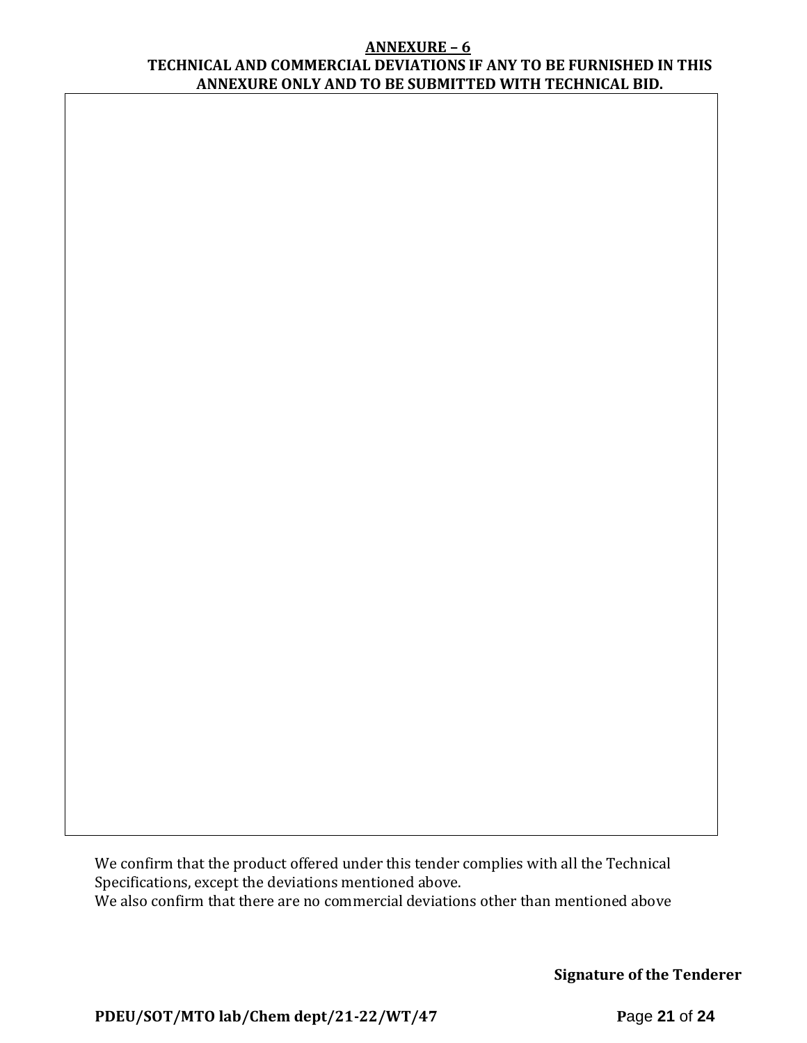## ANNEXURE – 6

### TECHNICAL AND COMMERCIAL DEVIATIONS IF ANY TO BE FURNISHED IN THIS ANNEXURE ONLY AND TO BE SUBMITTED WITH TECHNICAL BID.

| |
|---|
| |

We confirm that the product offered under this tender complies with all the Technical Specifications, except the deviations mentioned above.
We also confirm that there are no commercial deviations other than mentioned above

**Signature of the Tenderer**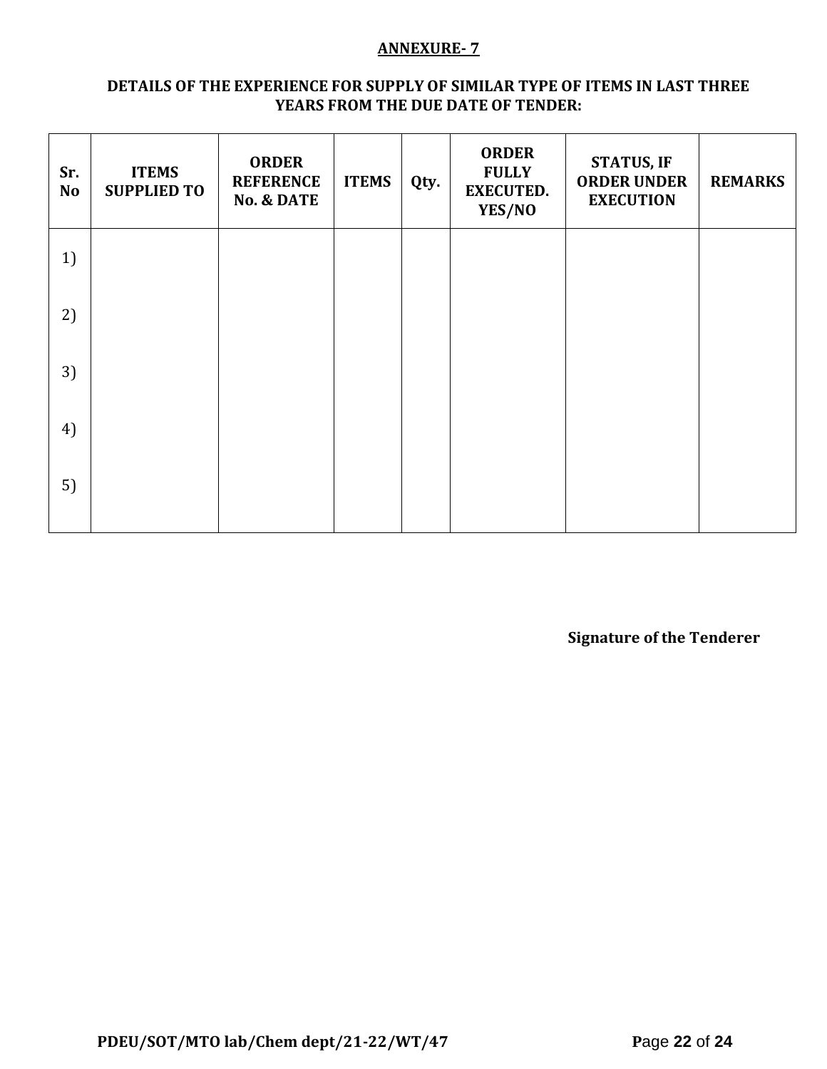## ANNEXURE- 7

### DETAILS OF THE EXPERIENCE FOR SUPPLY OF SIMILAR TYPE OF ITEMS IN LAST THREE YEARS FROM THE DUE DATE OF TENDER:

| Sr. No | ITEMS SUPPLIED TO | ORDER REFERENCE No. & DATE | ITEMS | Qty. | ORDER FULLY EXECUTED. YES/NO | STATUS, IF ORDER UNDER EXECUTION | REMARKS |
|---|---|---|---|---|---|---|---|
| 1) | | | | | | | |
| 2) | | | | | | | |
| 3) | | | | | | | |
| 4) | | | | | | | |
| 5) | | | | | | | |

**Signature of the Tenderer**

**PDEU/SOT/MTO lab/Chem dept/21-22/WT/47**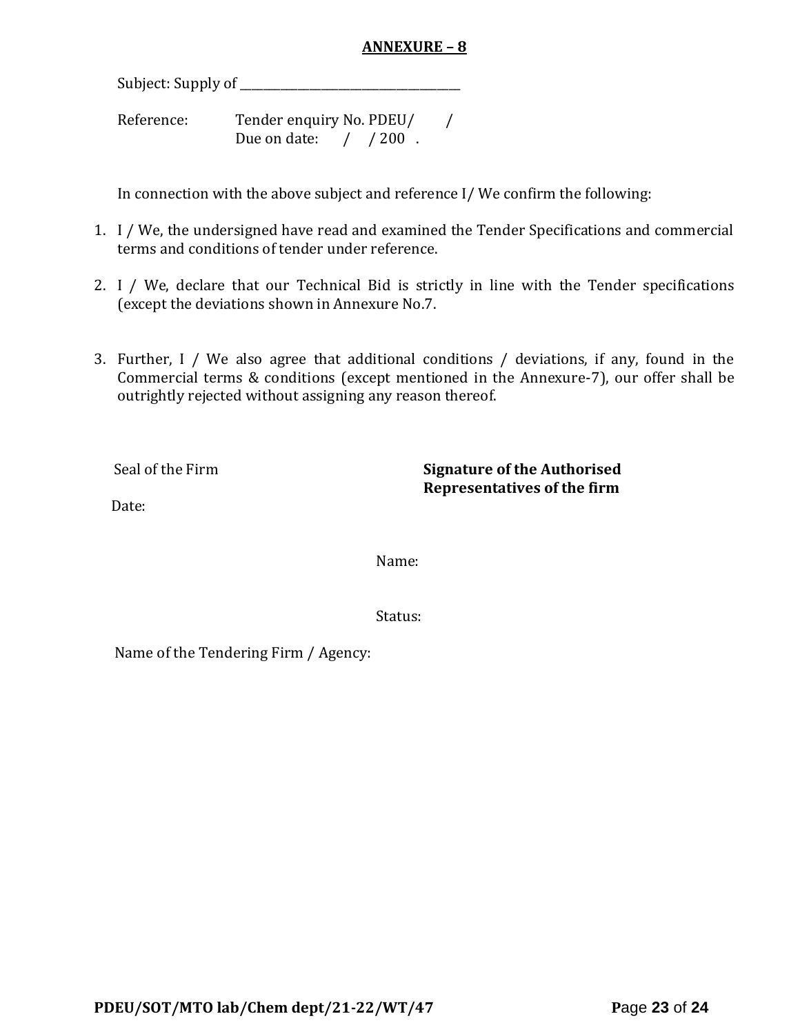## ANNEXURE – 8

Subject: Supply of ___________________________________

Reference: Tender enquiry No. PDEU/ /
Due on date: / / 200 .

In connection with the above subject and reference I/ We confirm the following:

1. I / We, the undersigned have read and examined the Tender Specifications and commercial terms and conditions of tender under reference.

2. I / We, declare that our Technical Bid is strictly in line with the Tender specifications (except the deviations shown in Annexure No.7.

3. Further, I / We also agree that additional conditions / deviations, if any, found in the Commercial terms & conditions (except mentioned in the Annexure-7), our offer shall be outrightly rejected without assigning any reason thereof.

Seal of the Firm

Date:

**Signature of the Authorised Representatives of the firm**

Name:

Status:

Name of the Tendering Firm / Agency: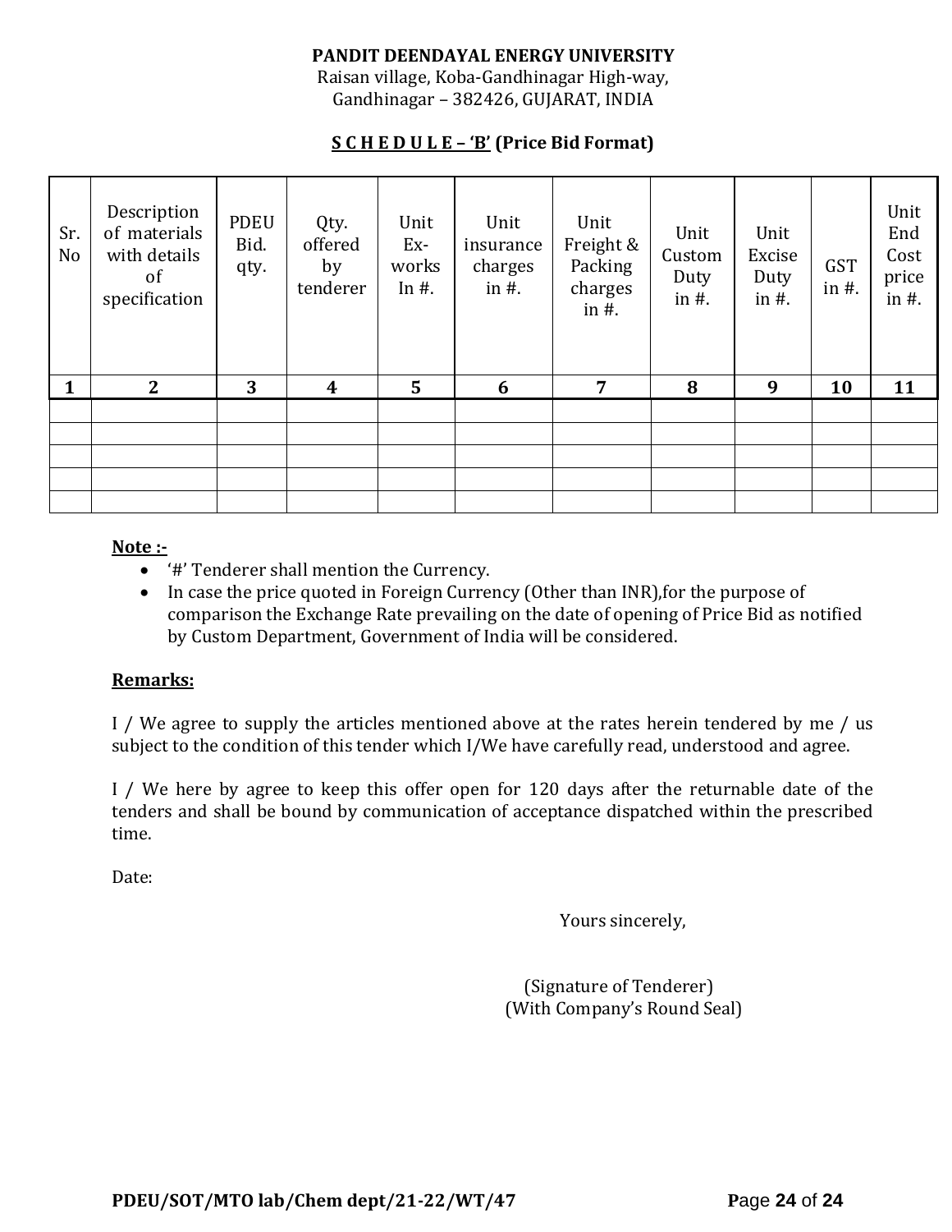**PANDIT DEENDAYAL ENERGY UNIVERSITY**
Raisan village, Koba-Gandhinagar High-way,
Gandhinagar – 382426, GUJARAT, INDIA

**S C H E D U L E – 'B' (Price Bid Format)**

| Sr. No | Description of materials with details of specification | PDEU Bid. qty. | Qty. offered by tenderer | Unit Ex-works In #. | Unit insurance charges in #. | Unit Freight & Packing charges in #. | Unit Custom Duty in #. | Unit Excise Duty in #. | GST in #. | Unit End Cost price in #. |
|---|---|---|---|---|---|---|---|---|---|---|
| **1** | **2** | **3** | **4** | **5** | **6** | **7** | **8** | **9** | **10** | **11** |
| | | | | | | | | | | |
| | | | | | | | | | | |
| | | | | | | | | | | |
| | | | | | | | | | | |
| | | | | | | | | | | |

**Note :-**

- '#' Tenderer shall mention the Currency.
- In case the price quoted in Foreign Currency (Other than INR),for the purpose of comparison the Exchange Rate prevailing on the date of opening of Price Bid as notified by Custom Department, Government of India will be considered.

**Remarks:**

I / We agree to supply the articles mentioned above at the rates herein tendered by me / us subject to the condition of this tender which I/We have carefully read, understood and agree.

I / We here by agree to keep this offer open for 120 days after the returnable date of the tenders and shall be bound by communication of acceptance dispatched within the prescribed time.

Date:

Yours sincerely,

(Signature of Tenderer)
(With Company's Round Seal)

**PDEU/SOT/MTO lab/Chem dept/21-22/WT/47**